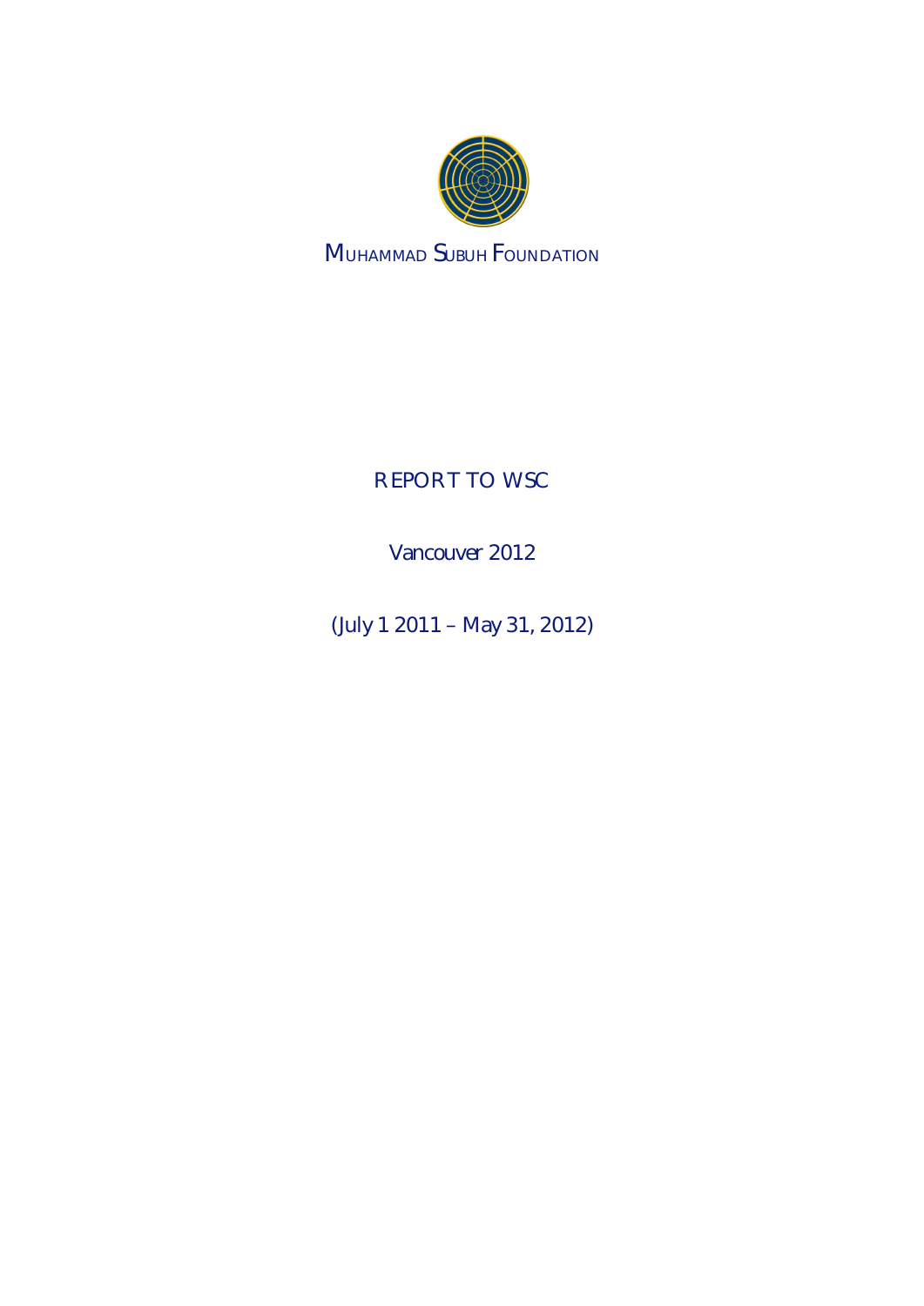MUHAMMAD SUBUH FOUNDATION

# REPORT TO WSC

Vancouver 2012

(July 1 2011 – May 31, 2012)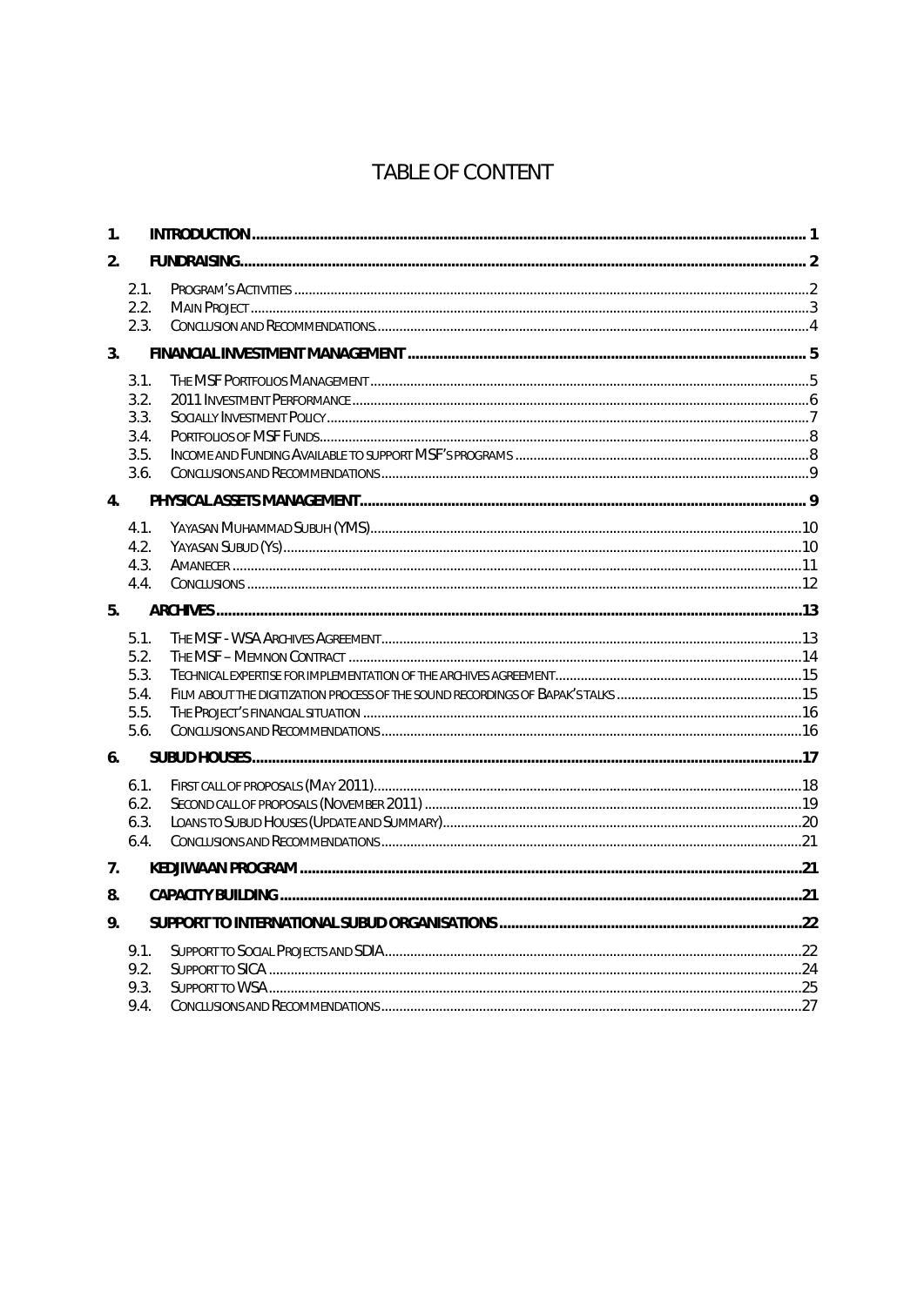# TABLE OF CONTENT

1. INTRODUCTION ..... 1
2. FUNDRAISING ..... 2
   - 2.1. Program's Activities ..... 2
   - 2.2. Main Project ..... 3
   - 2.3. Conclusion and Recommendations ..... 4
3. FINANCIAL INVESTMENT MANAGEMENT ..... 5
   - 3.1. The MSF Portfolios Management ..... 5
   - 3.2. 2011 Investment Performance ..... 6
   - 3.3. Socially Investment Policy ..... 7
   - 3.4. Portfolios of MSF Funds ..... 8
   - 3.5. Income and Funding Available to support MSF's programs ..... 8
   - 3.6. Conclusions and Recommendations ..... 9
4. PHYSICAL ASSETS MANAGEMENT ..... 9
   - 4.1. Yayasan Muhammad Subuh (YMS) ..... 10
   - 4.2. Yayasan Subud (Ys) ..... 10
   - 4.3. Amanecer ..... 11
   - 4.4. Conclusions ..... 12
5. ARCHIVES ..... 13
   - 5.1. The MSF - WSA Archives Agreement ..... 13
   - 5.2. The MSF – Memnon Contract ..... 14
   - 5.3. Technical expertise for implementation of the archives agreement ..... 15
   - 5.4. Film about the digitization process of the sound recordings of Bapak's talks ..... 15
   - 5.5. The Project's financial situation ..... 16
   - 5.6. Conclusions and Recommendations ..... 16
6. SUBUD HOUSES ..... 17
   - 6.1. First call of proposals (May 2011) ..... 18
   - 6.2. Second call of proposals (November 2011) ..... 19
   - 6.3. Loans to Subud Houses (Update and Summary) ..... 20
   - 6.4. Conclusions and Recommendations ..... 21
7. KEDJIWAAN PROGRAM ..... 21
8. CAPACITY BUILDING ..... 21
9. SUPPORT TO INTERNATIONAL SUBUD ORGANISATIONS ..... 22
   - 9.1. Support to Social Projects and SDIA ..... 22
   - 9.2. Support to SICA ..... 24
   - 9.3. Support to WSA ..... 25
   - 9.4. Conclusions and Recommendations ..... 27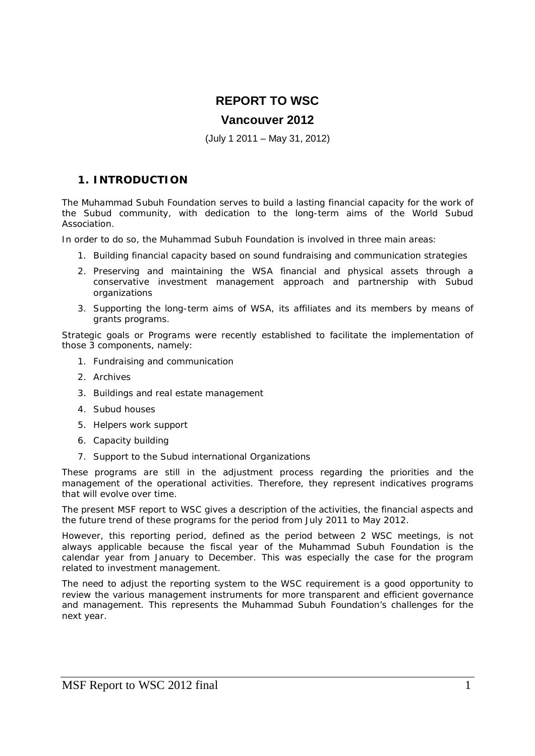# REPORT TO WSC

## Vancouver 2012

(July 1 2011 – May 31, 2012)

## 1. INTRODUCTION

The Muhammad Subuh Foundation serves to build a lasting financial capacity for the work of the Subud community, with dedication to the long-term aims of the World Subud Association.

In order to do so, the Muhammad Subuh Foundation is involved in three main areas:

1. Building financial capacity based on sound fundraising and communication strategies
2. Preserving and maintaining the WSA financial and physical assets through a conservative investment management approach and partnership with Subud organizations
3. Supporting the long-term aims of WSA, its affiliates and its members by means of grants programs.

Strategic goals or Programs were recently established to facilitate the implementation of those 3 components, namely:

1. Fundraising and communication
2. Archives
3. Buildings and real estate management
4. Subud houses
5. Helpers work support
6. Capacity building
7. Support to the Subud international Organizations

These programs are still in the adjustment process regarding the priorities and the management of the operational activities. Therefore, they represent indicatives programs that will evolve over time.

The present MSF report to WSC gives a description of the activities, the financial aspects and the future trend of these programs for the period from July 2011 to May 2012.

However, this reporting period, defined as the period between 2 WSC meetings, is not always applicable because the fiscal year of the Muhammad Subuh Foundation is the calendar year from January to December. This was especially the case for the program related to investment management.

The need to adjust the reporting system to the WSC requirement is a good opportunity to review the various management instruments for more transparent and efficient governance and management. This represents the Muhammad Subuh Foundation's challenges for the next year.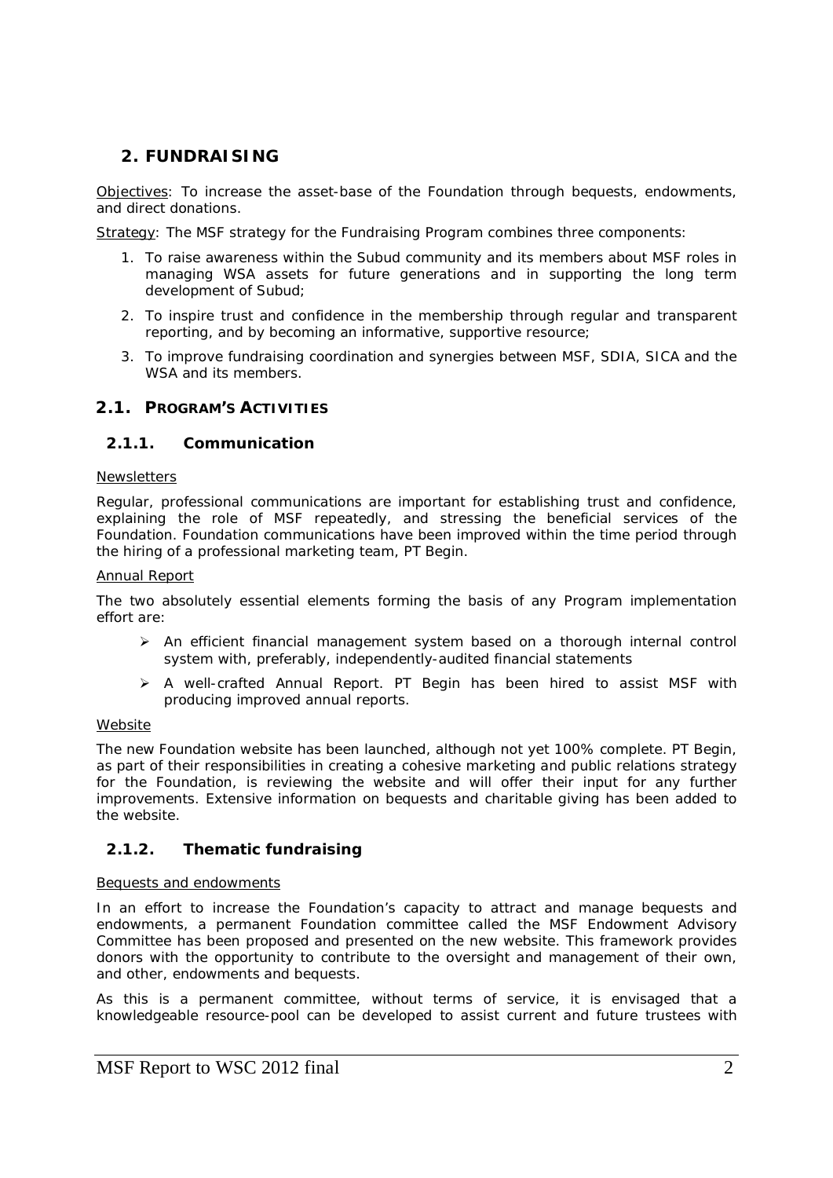## 2. FUNDRAISING

Objectives: To increase the asset-base of the Foundation through bequests, endowments, and direct donations.

Strategy: The MSF strategy for the Fundraising Program combines three components:

1. To raise awareness within the Subud community and its members about MSF roles in managing WSA assets for future generations and in supporting the long term development of Subud;
2. To inspire trust and confidence in the membership through regular and transparent reporting, and by becoming an informative, supportive resource;
3. To improve fundraising coordination and synergies between MSF, SDIA, SICA and the WSA and its members.

### 2.1. PROGRAM'S ACTIVITIES

#### 2.1.1. Communication

Newsletters

Regular, professional communications are important for establishing trust and confidence, explaining the role of MSF repeatedly, and stressing the beneficial services of the Foundation. Foundation communications have been improved within the time period through the hiring of a professional marketing team, PT Begin.

Annual Report

The two absolutely essential elements forming the basis of any Program implementation effort are:

- An efficient financial management system based on a thorough internal control system with, preferably, independently-audited financial statements
- A well-crafted Annual Report. PT Begin has been hired to assist MSF with producing improved annual reports.

Website

The new Foundation website has been launched, although not yet 100% complete. PT Begin, as part of their responsibilities in creating a cohesive marketing and public relations strategy for the Foundation, is reviewing the website and will offer their input for any further improvements. Extensive information on bequests and charitable giving has been added to the website.

#### 2.1.2. Thematic fundraising

Bequests and endowments

In an effort to increase the Foundation's capacity to attract and manage bequests and endowments, a permanent Foundation committee called the MSF Endowment Advisory Committee has been proposed and presented on the new website. This framework provides donors with the opportunity to contribute to the oversight and management of their own, and other, endowments and bequests.

As this is a permanent committee, without terms of service, it is envisaged that a knowledgeable resource-pool can be developed to assist current and future trustees with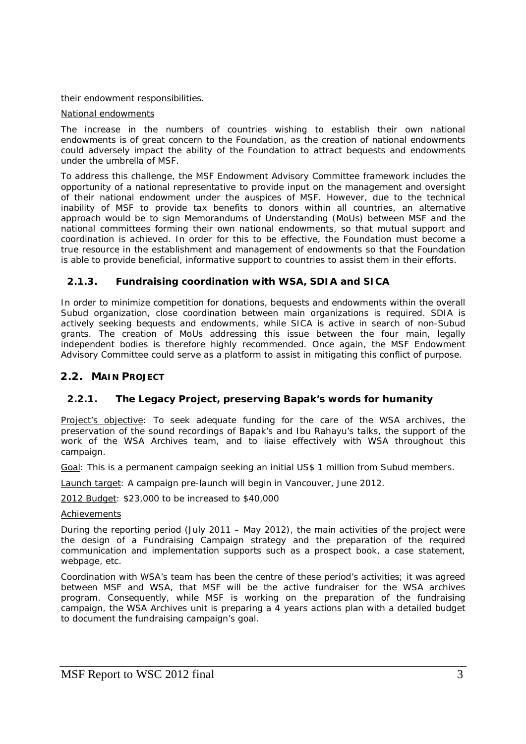their endowment responsibilities.

National endowments

The increase in the numbers of countries wishing to establish their own national endowments is of great concern to the Foundation, as the creation of national endowments could adversely impact the ability of the Foundation to attract bequests and endowments under the umbrella of MSF.

To address this challenge, the MSF Endowment Advisory Committee framework includes the opportunity of a national representative to provide input on the management and oversight of their national endowment under the auspices of MSF. However, due to the technical inability of MSF to provide tax benefits to donors within all countries, an alternative approach would be to sign Memorandums of Understanding (MoUs) between MSF and the national committees forming their own national endowments, so that mutual support and coordination is achieved. In order for this to be effective, the Foundation must become a true resource in the establishment and management of endowments so that the Foundation is able to provide beneficial, informative support to countries to assist them in their efforts.

### 2.1.3. Fundraising coordination with WSA, SDIA and SICA

In order to minimize competition for donations, bequests and endowments within the overall Subud organization, close coordination between main organizations is required. SDIA is actively seeking bequests and endowments, while SICA is active in search of non-Subud grants. The creation of MoUs addressing this issue between the four main, legally independent bodies is therefore highly recommended. Once again, the MSF Endowment Advisory Committee could serve as a platform to assist in mitigating this conflict of purpose.

## 2.2. MAIN PROJECT

### 2.2.1. The Legacy Project, preserving Bapak's words for humanity

Project's objective: To seek adequate funding for the care of the WSA archives, the preservation of the sound recordings of Bapak's and Ibu Rahayu's talks, the support of the work of the WSA Archives team, and to liaise effectively with WSA throughout this campaign.

Goal: This is a permanent campaign seeking an initial US$ 1 million from Subud members.

Launch target: A campaign pre-launch will begin in Vancouver, June 2012.

2012 Budget: $23,000 to be increased to $40,000

Achievements

During the reporting period (July 2011 – May 2012), the main activities of the project were the design of a Fundraising Campaign strategy and the preparation of the required communication and implementation supports such as a prospect book, a case statement, webpage, etc.

Coordination with WSA's team has been the centre of these period's activities; it was agreed between MSF and WSA, that MSF will be the active fundraiser for the WSA archives program. Consequently, while MSF is working on the preparation of the fundraising campaign, the WSA Archives unit is preparing a 4 years actions plan with a detailed budget to document the fundraising campaign's goal.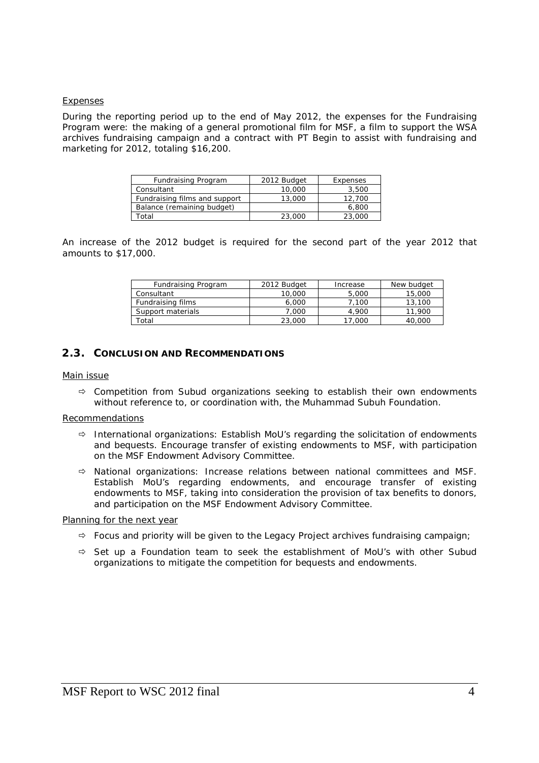Expenses

During the reporting period up to the end of May 2012, the expenses for the Fundraising Program were: the making of a general promotional film for MSF, a film to support the WSA archives fundraising campaign and a contract with PT Begin to assist with fundraising and marketing for 2012, totaling $16,200.

| Fundraising Program | 2012 Budget | Expenses |
|---|---|---|
| Consultant | 10,000 | 3,500 |
| Fundraising films and support | 13,000 | 12,700 |
| Balance (remaining budget) | | 6,800 |
| Total | 23,000 | 23,000 |

An increase of the 2012 budget is required for the second part of the year 2012 that amounts to $17,000.

| Fundraising Program | 2012 Budget | Increase | New budget |
|---|---|---|---|
| Consultant | 10,000 | 5,000 | 15,000 |
| Fundraising films | 6,000 | 7,100 | 13,100 |
| Support materials | 7,000 | 4,900 | 11,900 |
| Total | 23,000 | 17,000 | 40,000 |

## 2.3. CONCLUSION AND RECOMMENDATIONS

Main issue

- ⇨ Competition from Subud organizations seeking to establish their own endowments without reference to, or coordination with, the Muhammad Subuh Foundation.

Recommendations

- ⇨ International organizations: Establish MoU's regarding the solicitation of endowments and bequests. Encourage transfer of existing endowments to MSF, with participation on the MSF Endowment Advisory Committee.
- ⇨ National organizations: Increase relations between national committees and MSF. Establish MoU's regarding endowments, and encourage transfer of existing endowments to MSF, taking into consideration the provision of tax benefits to donors, and participation on the MSF Endowment Advisory Committee.

Planning for the next year

- ⇨ Focus and priority will be given to the Legacy Project archives fundraising campaign;
- ⇨ Set up a Foundation team to seek the establishment of MoU's with other Subud organizations to mitigate the competition for bequests and endowments.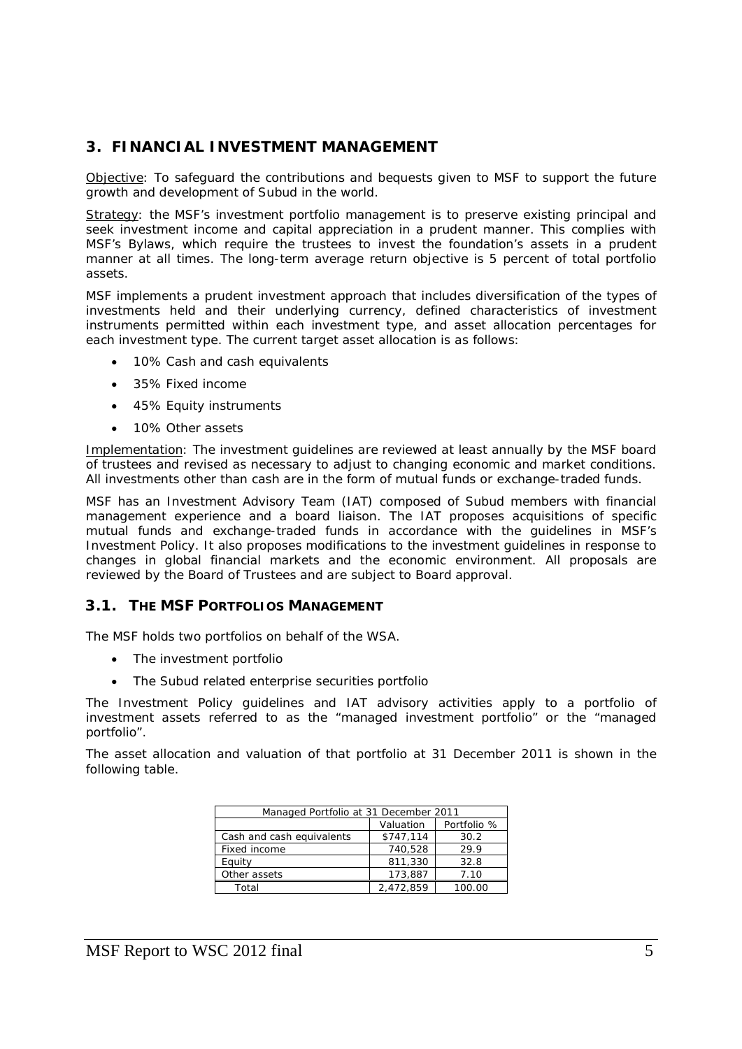## 3. FINANCIAL INVESTMENT MANAGEMENT

Objective: To safeguard the contributions and bequests given to MSF to support the future growth and development of Subud in the world.

Strategy: the MSF's investment portfolio management is to preserve existing principal and seek investment income and capital appreciation in a prudent manner. This complies with MSF's Bylaws, which require the trustees to invest the foundation's assets in a prudent manner at all times. The long-term average return objective is 5 percent of total portfolio assets.

MSF implements a prudent investment approach that includes diversification of the types of investments held and their underlying currency, defined characteristics of investment instruments permitted within each investment type, and asset allocation percentages for each investment type. The current target asset allocation is as follows:

- 10% Cash and cash equivalents
- 35% Fixed income
- 45% Equity instruments
- 10% Other assets

Implementation: The investment guidelines are reviewed at least annually by the MSF board of trustees and revised as necessary to adjust to changing economic and market conditions. All investments other than cash are in the form of mutual funds or exchange-traded funds.

MSF has an Investment Advisory Team (IAT) composed of Subud members with financial management experience and a board liaison. The IAT proposes acquisitions of specific mutual funds and exchange-traded funds in accordance with the guidelines in MSF's Investment Policy. It also proposes modifications to the investment guidelines in response to changes in global financial markets and the economic environment. All proposals are reviewed by the Board of Trustees and are subject to Board approval.

### 3.1. THE MSF PORTFOLIOS MANAGEMENT

The MSF holds two portfolios on behalf of the WSA.

- The investment portfolio
- The Subud related enterprise securities portfolio

The Investment Policy guidelines and IAT advisory activities apply to a portfolio of investment assets referred to as the "managed investment portfolio" or the "managed portfolio".

The asset allocation and valuation of that portfolio at 31 December 2011 is shown in the following table.

| Managed Portfolio at 31 December 2011 | | |
|---|---|---|
| | Valuation | Portfolio % |
| Cash and cash equivalents | $747,114 | 30.2 |
| Fixed income | 740,528 | 29.9 |
| Equity | 811,330 | 32.8 |
| Other assets | 173,887 | 7.10 |
| Total | 2,472,859 | 100.00 |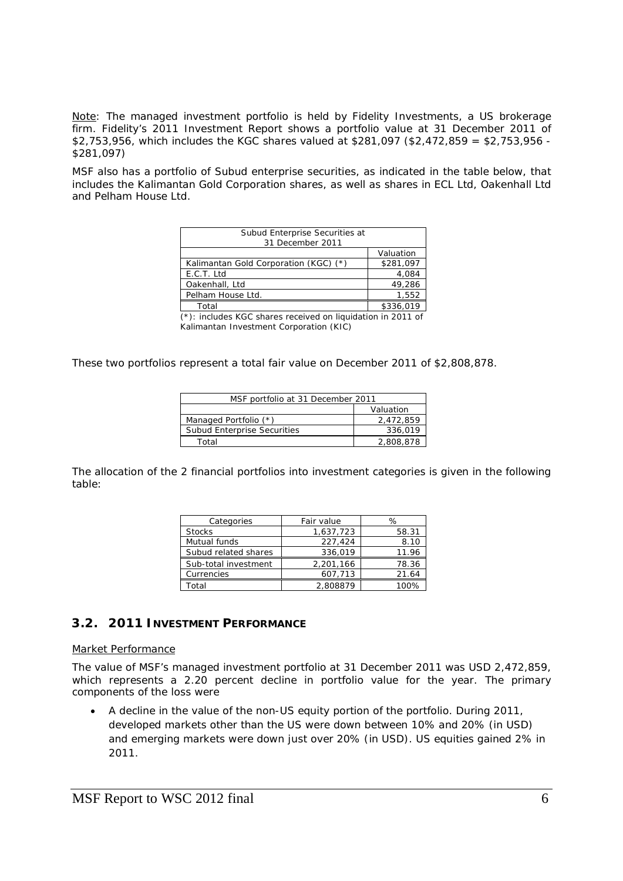<u>Note</u>: The managed investment portfolio is held by Fidelity Investments, a US brokerage firm. Fidelity's 2011 Investment Report shows a portfolio value at 31 December 2011 of $2,753,956, which includes the KGC shares valued at $281,097 ($2,472,859 = $2,753,956 - $281,097)

MSF also has a portfolio of Subud enterprise securities, as indicated in the table below, that includes the Kalimantan Gold Corporation shares, as well as shares in ECL Ltd, Oakenhall Ltd and Pelham House Ltd.

| Subud Enterprise Securities at 31 December 2011 | |
|---|---|
| | Valuation |
| Kalimantan Gold Corporation (KGC) (*) | $281,097 |
| E.C.T. Ltd | 4,084 |
| Oakenhall, Ltd | 49,286 |
| Pelham House Ltd. | 1,552 |
| Total | $336,019 |

(*): includes KGC shares received on liquidation in 2011 of Kalimantan Investment Corporation (KIC)

These two portfolios represent a total fair value on December 2011 of $2,808,878.

| MSF portfolio at 31 December 2011 | |
|---|---|
| | Valuation |
| Managed Portfolio (*) | 2,472,859 |
| Subud Enterprise Securities | 336,019 |
| Total | 2,808,878 |

The allocation of the 2 financial portfolios into investment categories is given in the following table:

| Categories | Fair value | % |
|---|---|---|
| Stocks | 1,637,723 | 58.31 |
| Mutual funds | 227,424 | 8.10 |
| Subud related shares | 336,019 | 11.96 |
| Sub-total investment | 2,201,166 | 78.36 |
| Currencies | 607,713 | 21.64 |
| Total | 2,808879 | 100% |

## 3.2. 2011 Investment Performance

<u>Market Performance</u>

The value of MSF's managed investment portfolio at 31 December 2011 was USD 2,472,859, which represents a 2.20 percent decline in portfolio value for the year. The primary components of the loss were

- A decline in the value of the non-US equity portion of the portfolio. During 2011, developed markets other than the US were down between 10% and 20% (in USD) and emerging markets were down just over 20% (in USD). US equities gained 2% in 2011.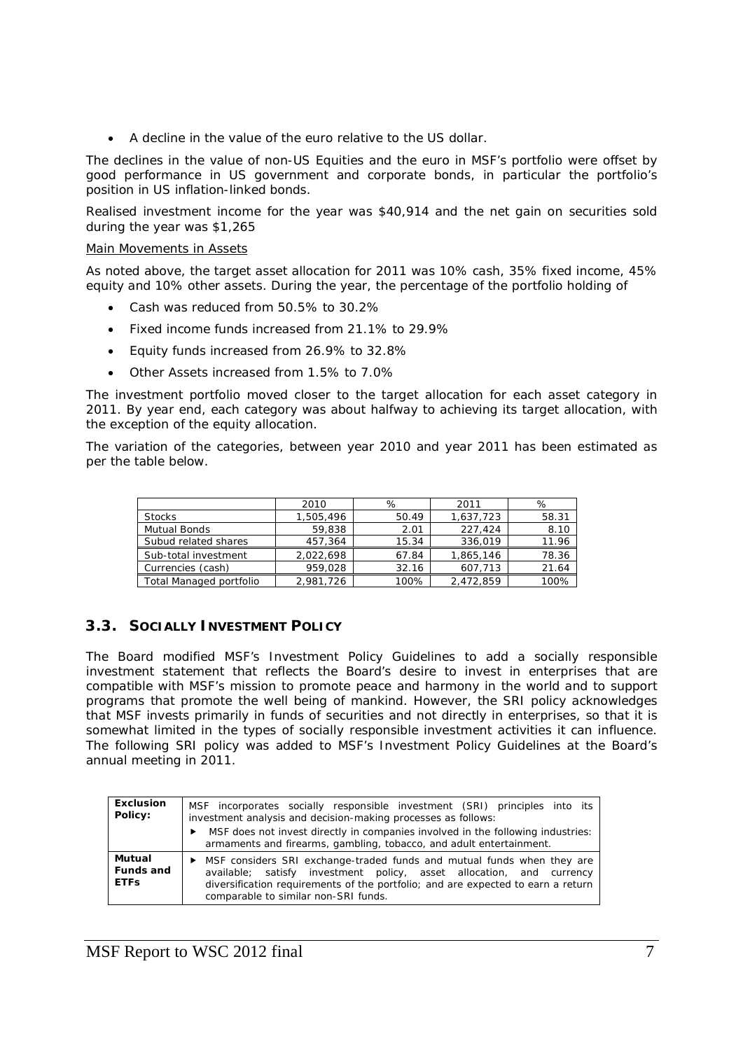- A decline in the value of the euro relative to the US dollar.

The declines in the value of non-US Equities and the euro in MSF's portfolio were offset by good performance in US government and corporate bonds, in particular the portfolio's position in US inflation-linked bonds.

Realised investment income for the year was $40,914 and the net gain on securities sold during the year was $1,265

Main Movements in Assets

As noted above, the target asset allocation for 2011 was 10% cash, 35% fixed income, 45% equity and 10% other assets. During the year, the percentage of the portfolio holding of

- Cash was reduced from 50.5% to 30.2%
- Fixed income funds increased from 21.1% to 29.9%
- Equity funds increased from 26.9% to 32.8%
- Other Assets increased from 1.5% to 7.0%

The investment portfolio moved closer to the target allocation for each asset category in 2011. By year end, each category was about halfway to achieving its target allocation, with the exception of the equity allocation.

The variation of the categories, between year 2010 and year 2011 has been estimated as per the table below.

| | 2010 | % | 2011 | % |
|---|---|---|---|---|
| Stocks | 1,505,496 | 50.49 | 1,637,723 | 58.31 |
| Mutual Bonds | 59,838 | 2.01 | 227,424 | 8.10 |
| Subud related shares | 457,364 | 15.34 | 336,019 | 11.96 |
| Sub-total investment | 2,022,698 | 67.84 | 1,865,146 | 78.36 |
| Currencies (cash) | 959,028 | 32.16 | 607,713 | 21.64 |
| Total Managed portfolio | 2,981,726 | 100% | 2,472,859 | 100% |

## 3.3. SOCIALLY INVESTMENT POLICY

The Board modified MSF's Investment Policy Guidelines to add a socially responsible investment statement that reflects the Board's desire to invest in enterprises that are compatible with MSF's mission to promote peace and harmony in the world and to support programs that promote the well being of mankind. However, the SRI policy acknowledges that MSF invests primarily in funds of securities and not directly in enterprises, so that it is somewhat limited in the types of socially responsible investment activities it can influence. The following SRI policy was added to MSF's Investment Policy Guidelines at the Board's annual meeting in 2011.

| | |
|---|---|
| **Exclusion Policy:** | MSF incorporates socially responsible investment (SRI) principles into its investment analysis and decision-making processes as follows: ▶ MSF does not invest directly in companies involved in the following industries: armaments and firearms, gambling, tobacco, and adult entertainment. |
| **Mutual Funds and ETFs** | ▶ MSF considers SRI exchange-traded funds and mutual funds when they are available; satisfy investment policy, asset allocation, and currency diversification requirements of the portfolio; and are expected to earn a return comparable to similar non-SRI funds. |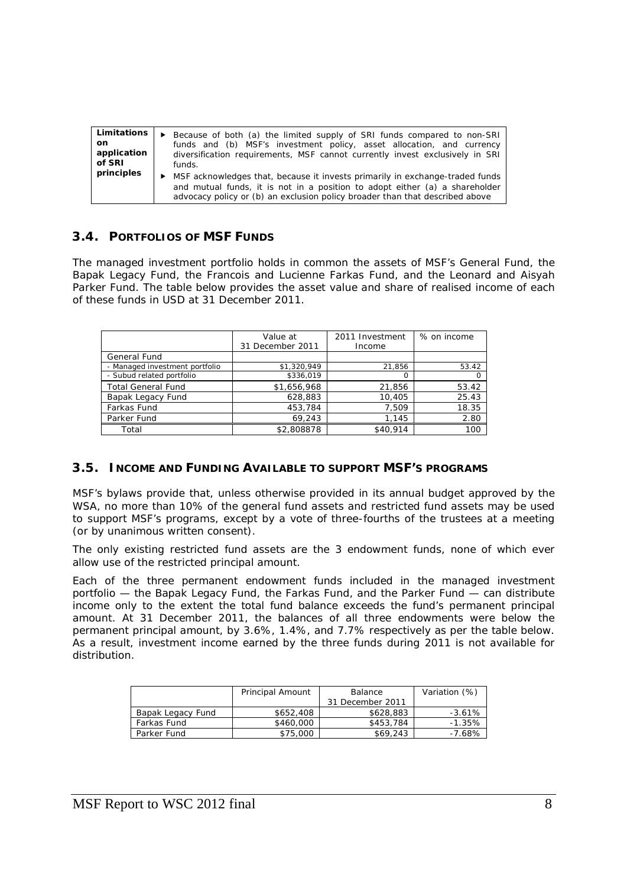| Limitations on application of SRI principles | ▶ Because of both (a) the limited supply of SRI funds compared to non-SRI funds and (b) MSF's investment policy, asset allocation, and currency diversification requirements, MSF cannot currently invest exclusively in SRI funds. ▶ MSF acknowledges that, because it invests primarily in exchange-traded funds and mutual funds, it is not in a position to adopt either (a) a shareholder advocacy policy or (b) an exclusion policy broader than that described above |
|---|---|

## 3.4. PORTFOLIOS OF MSF FUNDS

The managed investment portfolio holds in common the assets of MSF's General Fund, the Bapak Legacy Fund, the Francois and Lucienne Farkas Fund, and the Leonard and Aisyah Parker Fund. The table below provides the asset value and share of realised income of each of these funds in USD at 31 December 2011.

| | Value at 31 December 2011 | 2011 Investment Income | % on income |
|---|---|---|---|
| General Fund | | | |
| - Managed investment portfolio | $1,320,949 | 21,856 | 53.42 |
| - Subud related portfolio | $336,019 | 0 | 0 |
| Total General Fund | $1,656,968 | 21,856 | 53.42 |
| Bapak Legacy Fund | 628,883 | 10,405 | 25.43 |
| Farkas Fund | 453,784 | 7,509 | 18.35 |
| Parker Fund | 69,243 | 1,145 | 2.80 |
| Total | $2,808878 | $40,914 | 100 |

## 3.5. INCOME AND FUNDING AVAILABLE TO SUPPORT MSF'S PROGRAMS

MSF's bylaws provide that, unless otherwise provided in its annual budget approved by the WSA, no more than 10% of the general fund assets and restricted fund assets may be used to support MSF's programs, except by a vote of three-fourths of the trustees at a meeting (or by unanimous written consent).

The only existing restricted fund assets are the 3 endowment funds, none of which ever allow use of the restricted principal amount.

Each of the three permanent endowment funds included in the managed investment portfolio — the Bapak Legacy Fund, the Farkas Fund, and the Parker Fund — can distribute income only to the extent the total fund balance exceeds the fund's permanent principal amount. At 31 December 2011, the balances of all three endowments were below the permanent principal amount, by 3.6%, 1.4%, and 7.7% respectively as per the table below. As a result, investment income earned by the three funds during 2011 is not available for distribution.

| | Principal Amount | Balance 31 December 2011 | Variation (%) |
|---|---|---|---|
| Bapak Legacy Fund | $652,408 | $628,883 | -3.61% |
| Farkas Fund | $460,000 | $453,784 | -1.35% |
| Parker Fund | $75,000 | $69,243 | -7.68% |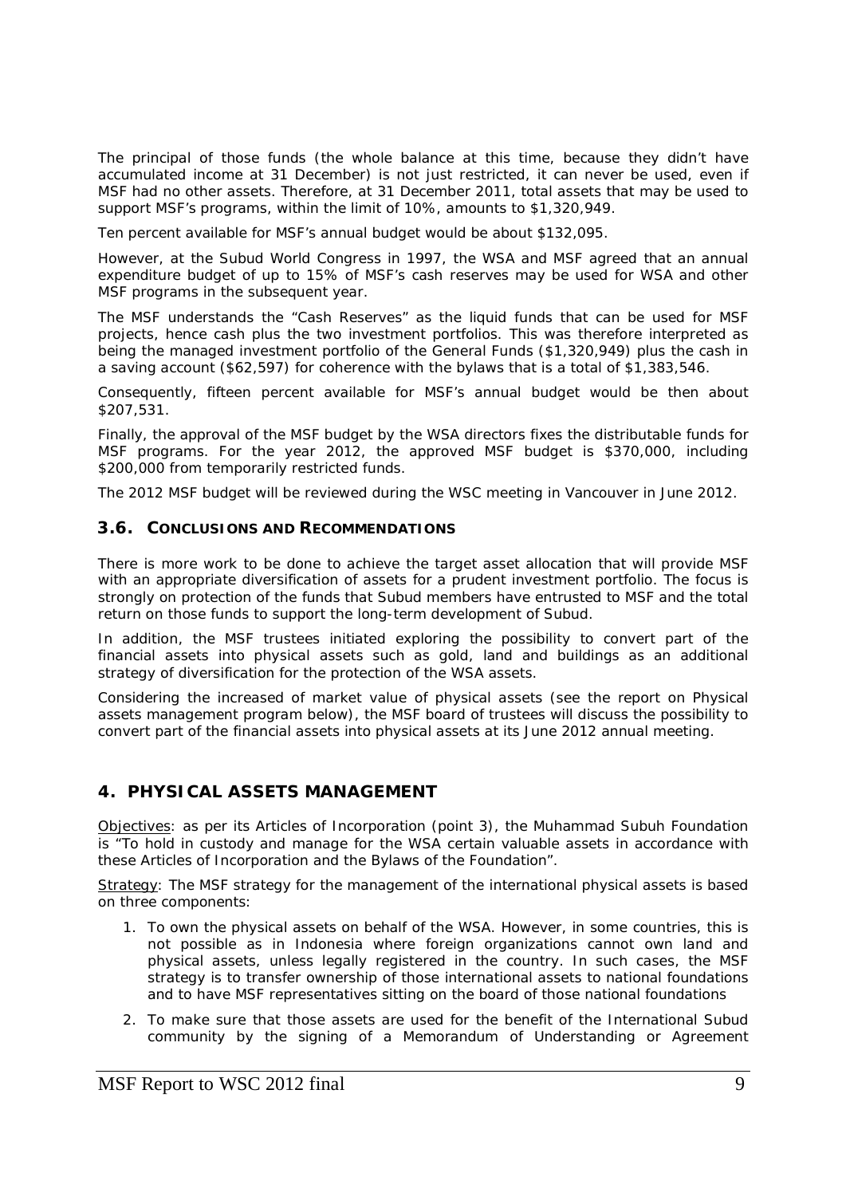The principal of those funds (the whole balance at this time, because they didn't have accumulated income at 31 December) is not just restricted, it can never be used, even if MSF had no other assets. Therefore, at 31 December 2011, total assets that may be used to support MSF's programs, within the limit of 10%, amounts to $1,320,949.

Ten percent available for MSF's annual budget would be about $132,095.

However, at the Subud World Congress in 1997, the WSA and MSF agreed that an annual expenditure budget of up to 15% of MSF's cash reserves may be used for WSA and other MSF programs in the subsequent year.

The MSF understands the "Cash Reserves" as the liquid funds that can be used for MSF projects, hence cash plus the two investment portfolios. This was therefore interpreted as being the managed investment portfolio of the General Funds ($1,320,949) plus the cash in a saving account ($62,597) for coherence with the bylaws that is a total of $1,383,546.

Consequently, fifteen percent available for MSF's annual budget would be then about $207,531.

Finally, the approval of the MSF budget by the WSA directors fixes the distributable funds for MSF programs. For the year 2012, the approved MSF budget is $370,000, including $200,000 from temporarily restricted funds.

The 2012 MSF budget will be reviewed during the WSC meeting in Vancouver in June 2012.

### 3.6. CONCLUSIONS AND RECOMMENDATIONS

There is more work to be done to achieve the target asset allocation that will provide MSF with an appropriate diversification of assets for a prudent investment portfolio. The focus is strongly on protection of the funds that Subud members have entrusted to MSF and the total return on those funds to support the long-term development of Subud.

In addition, the MSF trustees initiated exploring the possibility to convert part of the financial assets into physical assets such as gold, land and buildings as an additional strategy of diversification for the protection of the WSA assets.

Considering the increased of market value of physical assets (see the report on Physical assets management program below), the MSF board of trustees will discuss the possibility to convert part of the financial assets into physical assets at its June 2012 annual meeting.

## 4. PHYSICAL ASSETS MANAGEMENT

Objectives: as per its Articles of Incorporation (point 3), the Muhammad Subuh Foundation is "To hold in custody and manage for the WSA certain valuable assets in accordance with these Articles of Incorporation and the Bylaws of the Foundation".

Strategy: The MSF strategy for the management of the international physical assets is based on three components:

1. To own the physical assets on behalf of the WSA. However, in some countries, this is not possible as in Indonesia where foreign organizations cannot own land and physical assets, unless legally registered in the country. In such cases, the MSF strategy is to transfer ownership of those international assets to national foundations and to have MSF representatives sitting on the board of those national foundations
2. To make sure that those assets are used for the benefit of the International Subud community by the signing of a Memorandum of Understanding or Agreement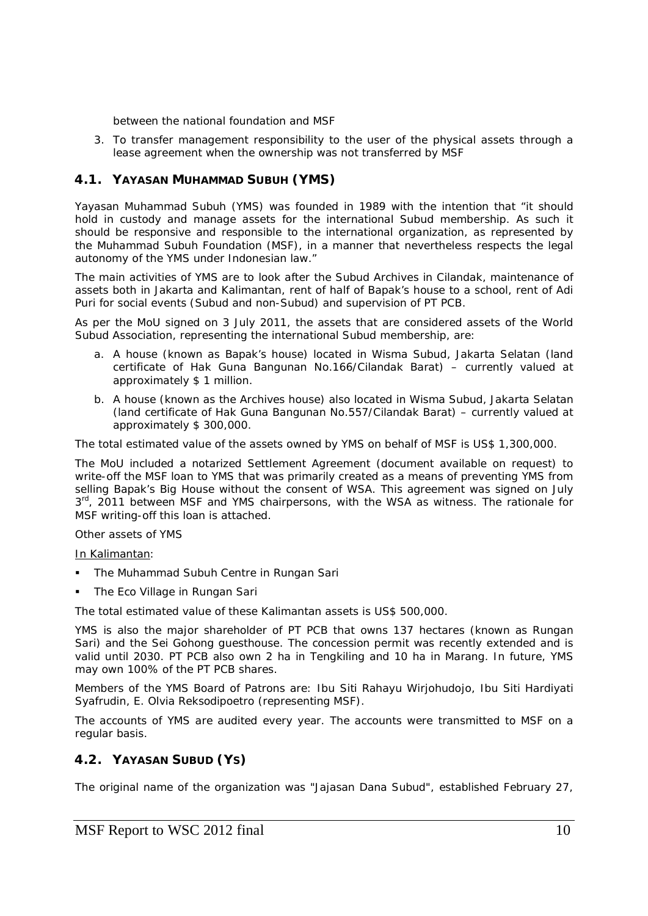between the national foundation and MSF

3. To transfer management responsibility to the user of the physical assets through a lease agreement when the ownership was not transferred by MSF

## 4.1. YAYASAN MUHAMMAD SUBUH (YMS)

Yayasan Muhammad Subuh (YMS) was founded in 1989 with the intention that "it should hold in custody and manage assets for the international Subud membership. As such it should be responsive and responsible to the international organization, as represented by the Muhammad Subuh Foundation (MSF), in a manner that nevertheless respects the legal autonomy of the YMS under Indonesian law."

The main activities of YMS are to look after the Subud Archives in Cilandak, maintenance of assets both in Jakarta and Kalimantan, rent of half of Bapak's house to a school, rent of Adi Puri for social events (Subud and non-Subud) and supervision of PT PCB.

As per the MoU signed on 3 July 2011, the assets that are considered assets of the World Subud Association, representing the international Subud membership, are:

a. A house (known as Bapak's house) located in Wisma Subud, Jakarta Selatan (land certificate of Hak Guna Bangunan No.166/Cilandak Barat) – currently valued at approximately $ 1 million.

b. A house (known as the Archives house) also located in Wisma Subud, Jakarta Selatan (land certificate of Hak Guna Bangunan No.557/Cilandak Barat) – currently valued at approximately $ 300,000.

The total estimated value of the assets owned by YMS on behalf of MSF is US$ 1,300,000.

The MoU included a notarized Settlement Agreement (document available on request) to write-off the MSF loan to YMS that was primarily created as a means of preventing YMS from selling Bapak's Big House without the consent of WSA. This agreement was signed on July 3rd, 2011 between MSF and YMS chairpersons, with the WSA as witness. The rationale for MSF writing-off this loan is attached.

Other assets of YMS

In Kalimantan:

- The Muhammad Subuh Centre in Rungan Sari
- The Eco Village in Rungan Sari

The total estimated value of these Kalimantan assets is US$ 500,000.

YMS is also the major shareholder of PT PCB that owns 137 hectares (known as Rungan Sari) and the Sei Gohong guesthouse. The concession permit was recently extended and is valid until 2030. PT PCB also own 2 ha in Tengkiling and 10 ha in Marang. In future, YMS may own 100% of the PT PCB shares.

Members of the YMS Board of Patrons are: Ibu Siti Rahayu Wirjohudojo, Ibu Siti Hardiyati Syafrudin, E. Olvia Reksodipoetro (representing MSF).

The accounts of YMS are audited every year. The accounts were transmitted to MSF on a regular basis.

## 4.2. YAYASAN SUBUD (YS)

The original name of the organization was "Jajasan Dana Subud", established February 27,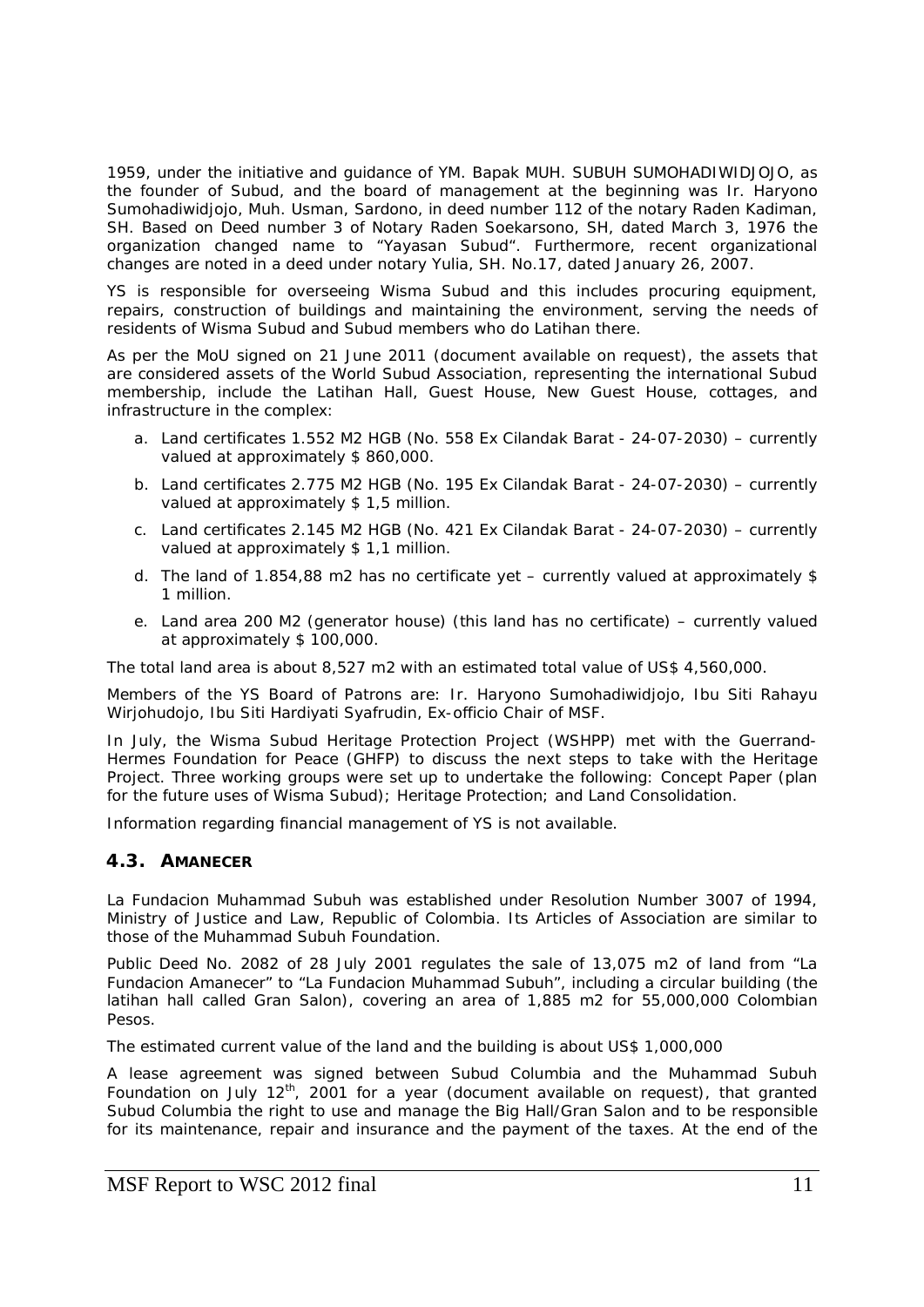1959, under the initiative and guidance of YM. Bapak MUH. SUBUH SUMOHADIWIDJOJO, as the founder of Subud, and the board of management at the beginning was Ir. Haryono Sumohadiwidjojo, Muh. Usman, Sardono, in deed number 112 of the notary Raden Kadiman, SH. Based on Deed number 3 of Notary Raden Soekarsono, SH, dated March 3, 1976 the organization changed name to "Yayasan Subud". Furthermore, recent organizational changes are noted in a deed under notary Yulia, SH. No.17, dated January 26, 2007.

YS is responsible for overseeing Wisma Subud and this includes procuring equipment, repairs, construction of buildings and maintaining the environment, serving the needs of residents of Wisma Subud and Subud members who do Latihan there.

As per the MoU signed on 21 June 2011 (document available on request), the assets that are considered assets of the World Subud Association, representing the international Subud membership, include the Latihan Hall, Guest House, New Guest House, cottages, and infrastructure in the complex:

a. Land certificates 1.552 M2 HGB (No. 558 Ex Cilandak Barat - 24-07-2030) – currently valued at approximately $ 860,000.
b. Land certificates 2.775 M2 HGB (No. 195 Ex Cilandak Barat - 24-07-2030) – currently valued at approximately $ 1,5 million.
c. Land certificates 2.145 M2 HGB (No. 421 Ex Cilandak Barat - 24-07-2030) – currently valued at approximately $ 1,1 million.
d. The land of 1.854,88 m2 has no certificate yet – currently valued at approximately $ 1 million.
e. Land area 200 M2 (generator house) (this land has no certificate) – currently valued at approximately $ 100,000.

The total land area is about 8,527 m2 with an estimated total value of US$ 4,560,000.

Members of the YS Board of Patrons are: Ir. Haryono Sumohadiwidjojo, Ibu Siti Rahayu Wirjohudojo, Ibu Siti Hardiyati Syafrudin, Ex-officio Chair of MSF.

In July, the Wisma Subud Heritage Protection Project (WSHPP) met with the Guerrand-Hermes Foundation for Peace (GHFP) to discuss the next steps to take with the Heritage Project. Three working groups were set up to undertake the following: Concept Paper (plan for the future uses of Wisma Subud); Heritage Protection; and Land Consolidation.

Information regarding financial management of YS is not available.

## 4.3. AMANECER

La Fundacion Muhammad Subuh was established under Resolution Number 3007 of 1994, Ministry of Justice and Law, Republic of Colombia. Its Articles of Association are similar to those of the Muhammad Subuh Foundation.

Public Deed No. 2082 of 28 July 2001 regulates the sale of 13,075 m2 of land from "La Fundacion Amanecer" to "La Fundacion Muhammad Subuh", including a circular building (the latihan hall called Gran Salon), covering an area of 1,885 m2 for 55,000,000 Colombian Pesos.

The estimated current value of the land and the building is about US$ 1,000,000

A lease agreement was signed between Subud Columbia and the Muhammad Subuh Foundation on July 12th, 2001 for a year (document available on request), that granted Subud Columbia the right to use and manage the Big Hall/Gran Salon and to be responsible for its maintenance, repair and insurance and the payment of the taxes. At the end of the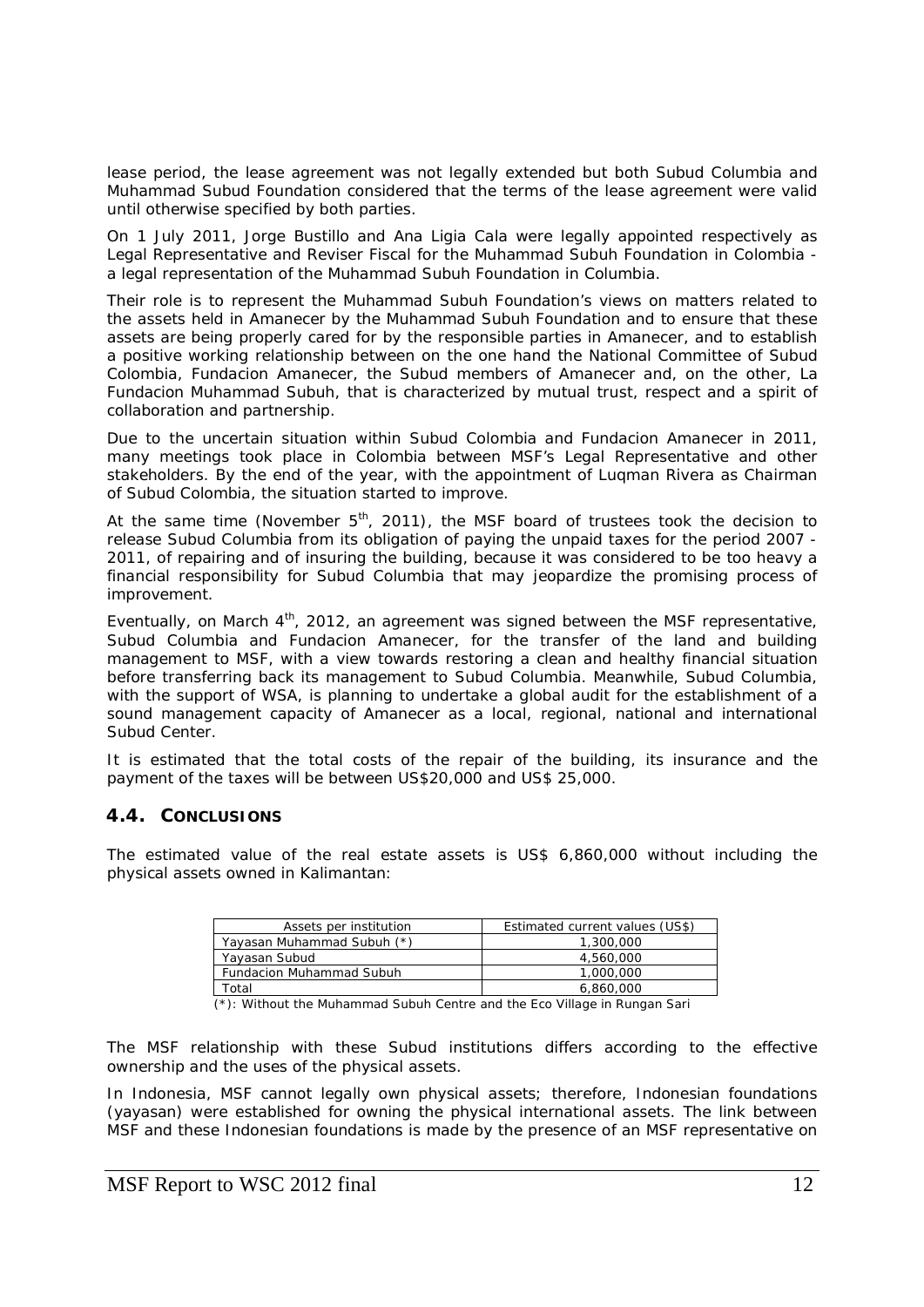lease period, the lease agreement was not legally extended but both Subud Columbia and Muhammad Subud Foundation considered that the terms of the lease agreement were valid until otherwise specified by both parties.

On 1 July 2011, Jorge Bustillo and Ana Ligia Cala were legally appointed respectively as Legal Representative and Reviser Fiscal for the Muhammad Subuh Foundation in Colombia - a legal representation of the Muhammad Subuh Foundation in Columbia.

Their role is to represent the Muhammad Subuh Foundation's views on matters related to the assets held in Amanecer by the Muhammad Subuh Foundation and to ensure that these assets are being properly cared for by the responsible parties in Amanecer, and to establish a positive working relationship between on the one hand the National Committee of Subud Colombia, Fundacion Amanecer, the Subud members of Amanecer and, on the other, La Fundacion Muhammad Subuh, that is characterized by mutual trust, respect and a spirit of collaboration and partnership.

Due to the uncertain situation within Subud Colombia and Fundacion Amanecer in 2011, many meetings took place in Colombia between MSF's Legal Representative and other stakeholders. By the end of the year, with the appointment of Luqman Rivera as Chairman of Subud Colombia, the situation started to improve.

At the same time (November 5th, 2011), the MSF board of trustees took the decision to release Subud Columbia from its obligation of paying the unpaid taxes for the period 2007 - 2011, of repairing and of insuring the building, because it was considered to be too heavy a financial responsibility for Subud Columbia that may jeopardize the promising process of improvement.

Eventually, on March 4th, 2012, an agreement was signed between the MSF representative, Subud Columbia and Fundacion Amanecer, for the transfer of the land and building management to MSF, with a view towards restoring a clean and healthy financial situation before transferring back its management to Subud Columbia. Meanwhile, Subud Columbia, with the support of WSA, is planning to undertake a global audit for the establishment of a sound management capacity of Amanecer as a local, regional, national and international Subud Center.

It is estimated that the total costs of the repair of the building, its insurance and the payment of the taxes will be between US$20,000 and US$ 25,000.

### 4.4. CONCLUSIONS

The estimated value of the real estate assets is US$ 6,860,000 without including the physical assets owned in Kalimantan:

| Assets per institution | Estimated current values (US$) |
|---|---|
| Yayasan Muhammad Subuh (*) | 1,300,000 |
| Yayasan Subud | 4,560,000 |
| Fundacion Muhammad Subuh | 1,000,000 |
| Total | 6,860,000 |

(*): Without the Muhammad Subuh Centre and the Eco Village in Rungan Sari

The MSF relationship with these Subud institutions differs according to the effective ownership and the uses of the physical assets.

In Indonesia, MSF cannot legally own physical assets; therefore, Indonesian foundations (yayasan) were established for owning the physical international assets. The link between MSF and these Indonesian foundations is made by the presence of an MSF representative on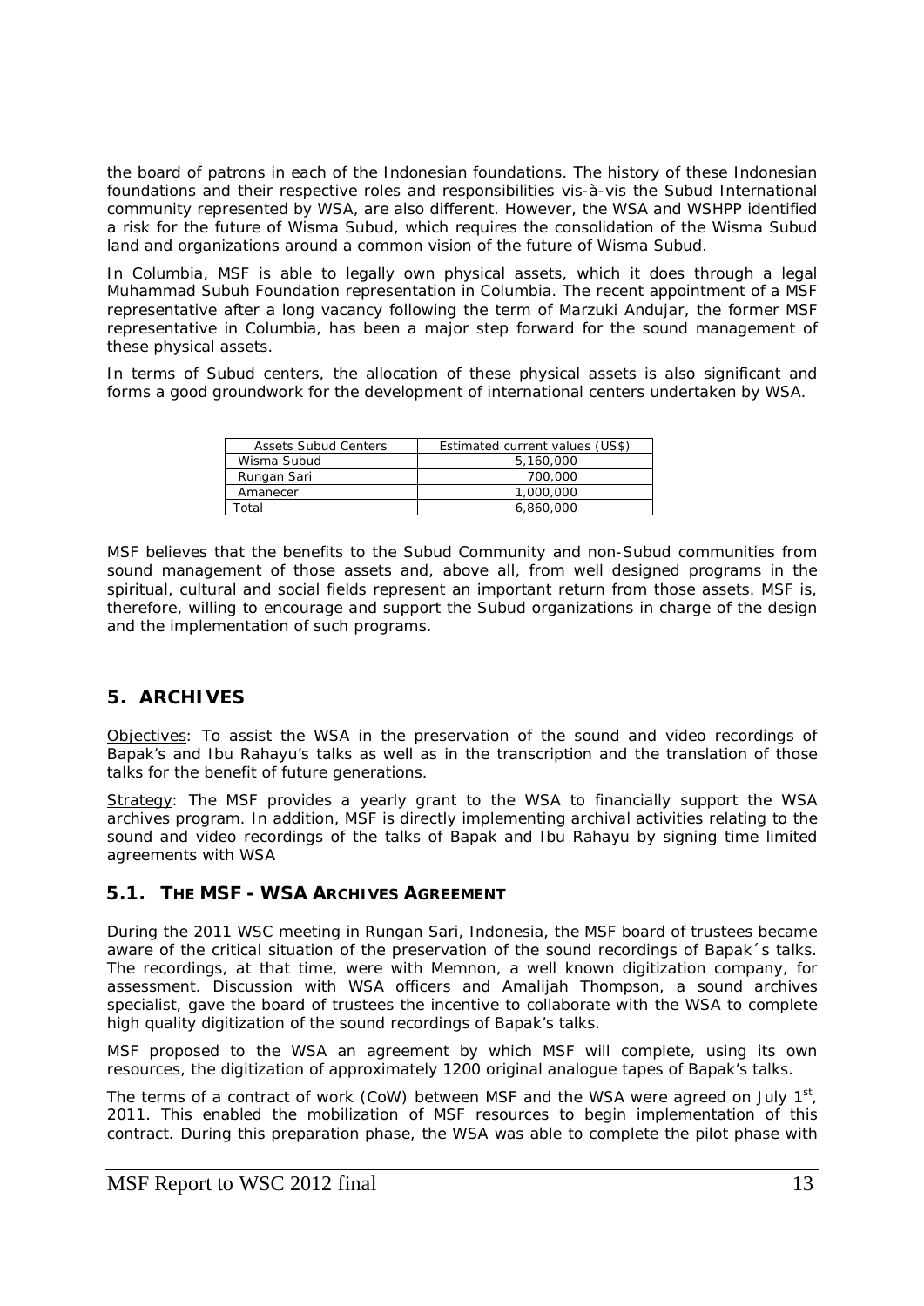the board of patrons in each of the Indonesian foundations. The history of these Indonesian foundations and their respective roles and responsibilities vis-à-vis the Subud International community represented by WSA, are also different. However, the WSA and WSHPP identified a risk for the future of Wisma Subud, which requires the consolidation of the Wisma Subud land and organizations around a common vision of the future of Wisma Subud.

In Columbia, MSF is able to legally own physical assets, which it does through a legal Muhammad Subuh Foundation representation in Columbia. The recent appointment of a MSF representative after a long vacancy following the term of Marzuki Andujar, the former MSF representative in Columbia, has been a major step forward for the sound management of these physical assets.

In terms of Subud centers, the allocation of these physical assets is also significant and forms a good groundwork for the development of international centers undertaken by WSA.

| Assets Subud Centers | Estimated current values (US$) |
|---|---|
| Wisma Subud | 5,160,000 |
| Rungan Sari | 700,000 |
| Amanecer | 1,000,000 |
| Total | 6,860,000 |

MSF believes that the benefits to the Subud Community and non-Subud communities from sound management of those assets and, above all, from well designed programs in the spiritual, cultural and social fields represent an important return from those assets. MSF is, therefore, willing to encourage and support the Subud organizations in charge of the design and the implementation of such programs.

## 5. ARCHIVES

Objectives: To assist the WSA in the preservation of the sound and video recordings of Bapak's and Ibu Rahayu's talks as well as in the transcription and the translation of those talks for the benefit of future generations.

Strategy: The MSF provides a yearly grant to the WSA to financially support the WSA archives program. In addition, MSF is directly implementing archival activities relating to the sound and video recordings of the talks of Bapak and Ibu Rahayu by signing time limited agreements with WSA

### 5.1. THE MSF - WSA ARCHIVES AGREEMENT

During the 2011 WSC meeting in Rungan Sari, Indonesia, the MSF board of trustees became aware of the critical situation of the preservation of the sound recordings of Bapak´s talks. The recordings, at that time, were with Memnon, a well known digitization company, for assessment. Discussion with WSA officers and Amalijah Thompson, a sound archives specialist, gave the board of trustees the incentive to collaborate with the WSA to complete high quality digitization of the sound recordings of Bapak's talks.

MSF proposed to the WSA an agreement by which MSF will complete, using its own resources, the digitization of approximately 1200 original analogue tapes of Bapak's talks.

The terms of a contract of work (CoW) between MSF and the WSA were agreed on July 1st, 2011. This enabled the mobilization of MSF resources to begin implementation of this contract. During this preparation phase, the WSA was able to complete the pilot phase with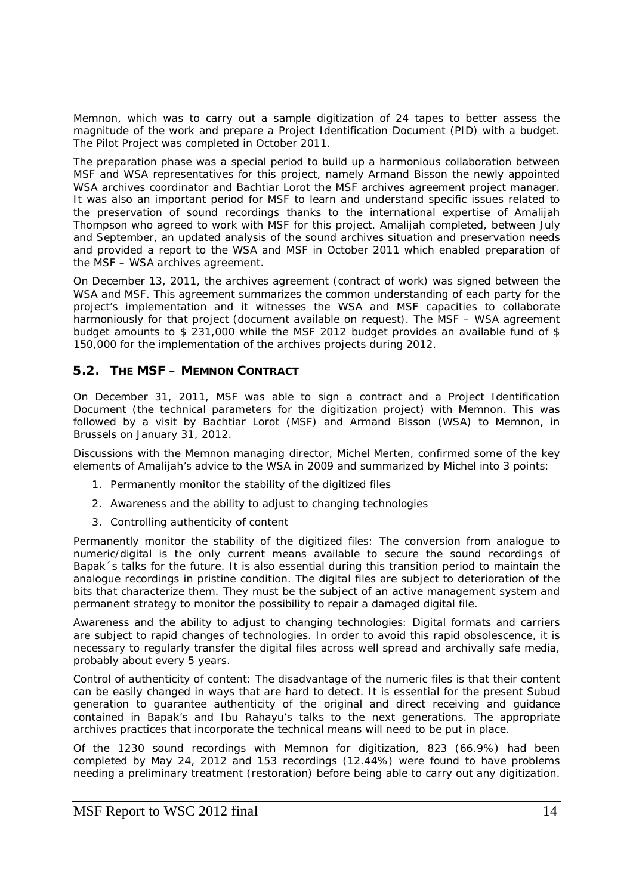Memnon, which was to carry out a sample digitization of 24 tapes to better assess the magnitude of the work and prepare a Project Identification Document (PID) with a budget. The Pilot Project was completed in October 2011.

The preparation phase was a special period to build up a harmonious collaboration between MSF and WSA representatives for this project, namely Armand Bisson the newly appointed WSA archives coordinator and Bachtiar Lorot the MSF archives agreement project manager. It was also an important period for MSF to learn and understand specific issues related to the preservation of sound recordings thanks to the international expertise of Amalijah Thompson who agreed to work with MSF for this project. Amalijah completed, between July and September, an updated analysis of the sound archives situation and preservation needs and provided a report to the WSA and MSF in October 2011 which enabled preparation of the MSF – WSA archives agreement.

On December 13, 2011, the archives agreement (contract of work) was signed between the WSA and MSF. This agreement summarizes the common understanding of each party for the project's implementation and it witnesses the WSA and MSF capacities to collaborate harmoniously for that project (document available on request). The MSF – WSA agreement budget amounts to $ 231,000 while the MSF 2012 budget provides an available fund of $ 150,000 for the implementation of the archives projects during 2012.

## 5.2. THE MSF – MEMNON CONTRACT

On December 31, 2011, MSF was able to sign a contract and a Project Identification Document (the technical parameters for the digitization project) with Memnon. This was followed by a visit by Bachtiar Lorot (MSF) and Armand Bisson (WSA) to Memnon, in Brussels on January 31, 2012.

Discussions with the Memnon managing director, Michel Merten, confirmed some of the key elements of Amalijah's advice to the WSA in 2009 and summarized by Michel into 3 points:

1. Permanently monitor the stability of the digitized files
2. Awareness and the ability to adjust to changing technologies
3. Controlling authenticity of content

Permanently monitor the stability of the digitized files: The conversion from analogue to numeric/digital is the only current means available to secure the sound recordings of Bapak´s talks for the future. It is also essential during this transition period to maintain the analogue recordings in pristine condition. The digital files are subject to deterioration of the bits that characterize them. They must be the subject of an active management system and permanent strategy to monitor the possibility to repair a damaged digital file.

Awareness and the ability to adjust to changing technologies: Digital formats and carriers are subject to rapid changes of technologies. In order to avoid this rapid obsolescence, it is necessary to regularly transfer the digital files across well spread and archivally safe media, probably about every 5 years.

Control of authenticity of content: The disadvantage of the numeric files is that their content can be easily changed in ways that are hard to detect. It is essential for the present Subud generation to guarantee authenticity of the original and direct receiving and guidance contained in Bapak's and Ibu Rahayu's talks to the next generations. The appropriate archives practices that incorporate the technical means will need to be put in place.

Of the 1230 sound recordings with Memnon for digitization, 823 (66.9%) had been completed by May 24, 2012 and 153 recordings (12.44%) were found to have problems needing a preliminary treatment (restoration) before being able to carry out any digitization.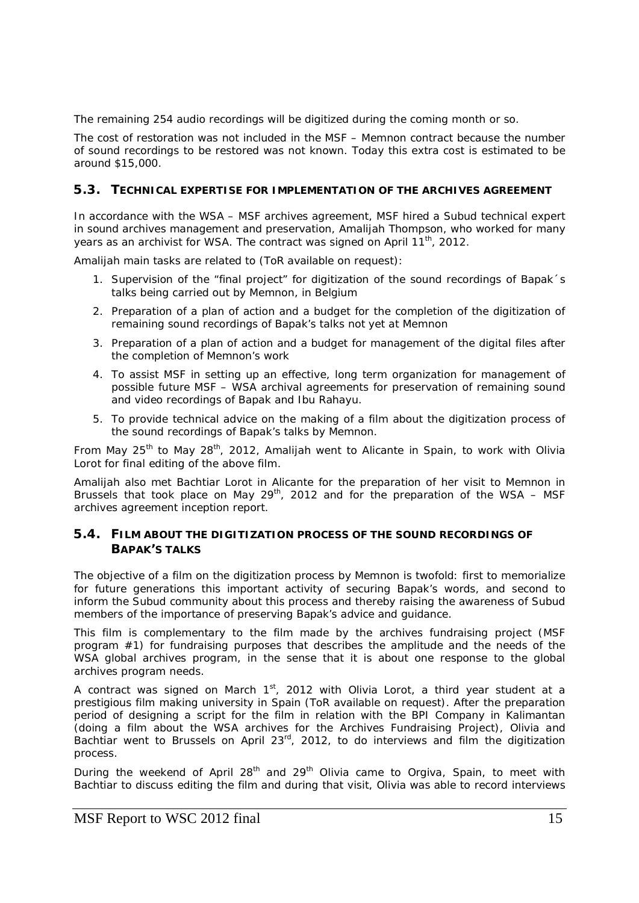The remaining 254 audio recordings will be digitized during the coming month or so.

The cost of restoration was not included in the MSF – Memnon contract because the number of sound recordings to be restored was not known. Today this extra cost is estimated to be around $15,000.

### 5.3. TECHNICAL EXPERTISE FOR IMPLEMENTATION OF THE ARCHIVES AGREEMENT

In accordance with the WSA – MSF archives agreement, MSF hired a Subud technical expert in sound archives management and preservation, Amalijah Thompson, who worked for many years as an archivist for WSA. The contract was signed on April 11th, 2012.

Amalijah main tasks are related to (ToR available on request):

1. Supervision of the "final project" for digitization of the sound recordings of Bapak´s talks being carried out by Memnon, in Belgium
2. Preparation of a plan of action and a budget for the completion of the digitization of remaining sound recordings of Bapak's talks not yet at Memnon
3. Preparation of a plan of action and a budget for management of the digital files after the completion of Memnon's work
4. To assist MSF in setting up an effective, long term organization for management of possible future MSF – WSA archival agreements for preservation of remaining sound and video recordings of Bapak and Ibu Rahayu.
5. To provide technical advice on the making of a film about the digitization process of the sound recordings of Bapak's talks by Memnon.

From May 25th to May 28th, 2012, Amalijah went to Alicante in Spain, to work with Olivia Lorot for final editing of the above film.

Amalijah also met Bachtiar Lorot in Alicante for the preparation of her visit to Memnon in Brussels that took place on May 29th, 2012 and for the preparation of the WSA – MSF archives agreement inception report.

### 5.4. FILM ABOUT THE DIGITIZATION PROCESS OF THE SOUND RECORDINGS OF BAPAK'S TALKS

The objective of a film on the digitization process by Memnon is twofold: first to memorialize for future generations this important activity of securing Bapak's words, and second to inform the Subud community about this process and thereby raising the awareness of Subud members of the importance of preserving Bapak's advice and guidance.

This film is complementary to the film made by the archives fundraising project (MSF program #1) for fundraising purposes that describes the amplitude and the needs of the WSA global archives program, in the sense that it is about one response to the global archives program needs.

A contract was signed on March 1st, 2012 with Olivia Lorot, a third year student at a prestigious film making university in Spain (ToR available on request). After the preparation period of designing a script for the film in relation with the BPI Company in Kalimantan (doing a film about the WSA archives for the Archives Fundraising Project), Olivia and Bachtiar went to Brussels on April 23rd, 2012, to do interviews and film the digitization process.

During the weekend of April 28th and 29th Olivia came to Orgiva, Spain, to meet with Bachtiar to discuss editing the film and during that visit, Olivia was able to record interviews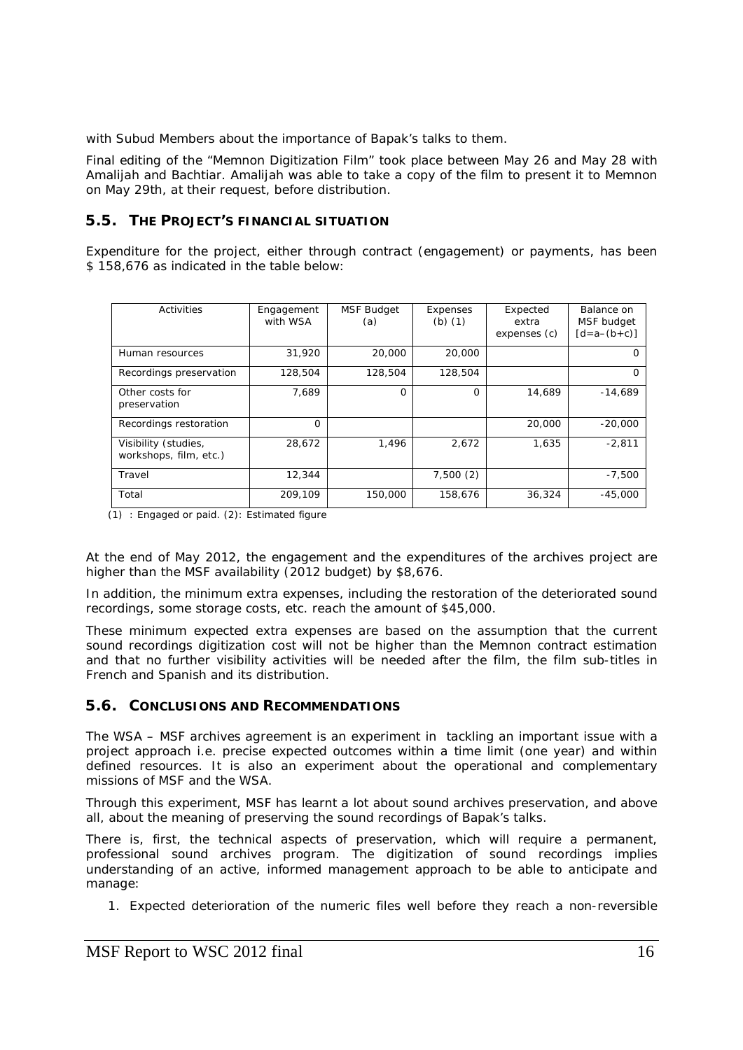with Subud Members about the importance of Bapak's talks to them.

Final editing of the "Memnon Digitization Film" took place between May 26 and May 28 with Amalijah and Bachtiar. Amalijah was able to take a copy of the film to present it to Memnon on May 29th, at their request, before distribution.

## 5.5. The Project's Financial Situation

Expenditure for the project, either through contract (engagement) or payments, has been $ 158,676 as indicated in the table below:

| Activities | Engagement with WSA | MSF Budget (a) | Expenses (b) (1) | Expected extra expenses (c) | Balance on MSF budget [d=a–(b+c)] |
|---|---|---|---|---|---|
| Human resources | 31,920 | 20,000 | 20,000 | | 0 |
| Recordings preservation | 128,504 | 128,504 | 128,504 | | 0 |
| Other costs for preservation | 7,689 | 0 | 0 | 14,689 | -14,689 |
| Recordings restoration | 0 | | | 20,000 | -20,000 |
| Visibility (studies, workshops, film, etc.) | 28,672 | 1,496 | 2,672 | 1,635 | -2,811 |
| Travel | 12,344 | | 7,500 (2) | | -7,500 |
| Total | 209,109 | 150,000 | 158,676 | 36,324 | -45,000 |

(1) : Engaged or paid. (2): Estimated figure

At the end of May 2012, the engagement and the expenditures of the archives project are higher than the MSF availability (2012 budget) by $8,676.

In addition, the minimum extra expenses, including the restoration of the deteriorated sound recordings, some storage costs, etc. reach the amount of $45,000.

These minimum expected extra expenses are based on the assumption that the current sound recordings digitization cost will not be higher than the Memnon contract estimation and that no further visibility activities will be needed after the film, the film sub-titles in French and Spanish and its distribution.

## 5.6. Conclusions and Recommendations

The WSA – MSF archives agreement is an experiment in tackling an important issue with a project approach i.e. precise expected outcomes within a time limit (one year) and within defined resources. It is also an experiment about the operational and complementary missions of MSF and the WSA.

Through this experiment, MSF has learnt a lot about sound archives preservation, and above all, about the meaning of preserving the sound recordings of Bapak's talks.

There is, first, the technical aspects of preservation, which will require a permanent, professional sound archives program. The digitization of sound recordings implies understanding of an active, informed management approach to be able to anticipate and manage:

1. Expected deterioration of the numeric files well before they reach a non-reversible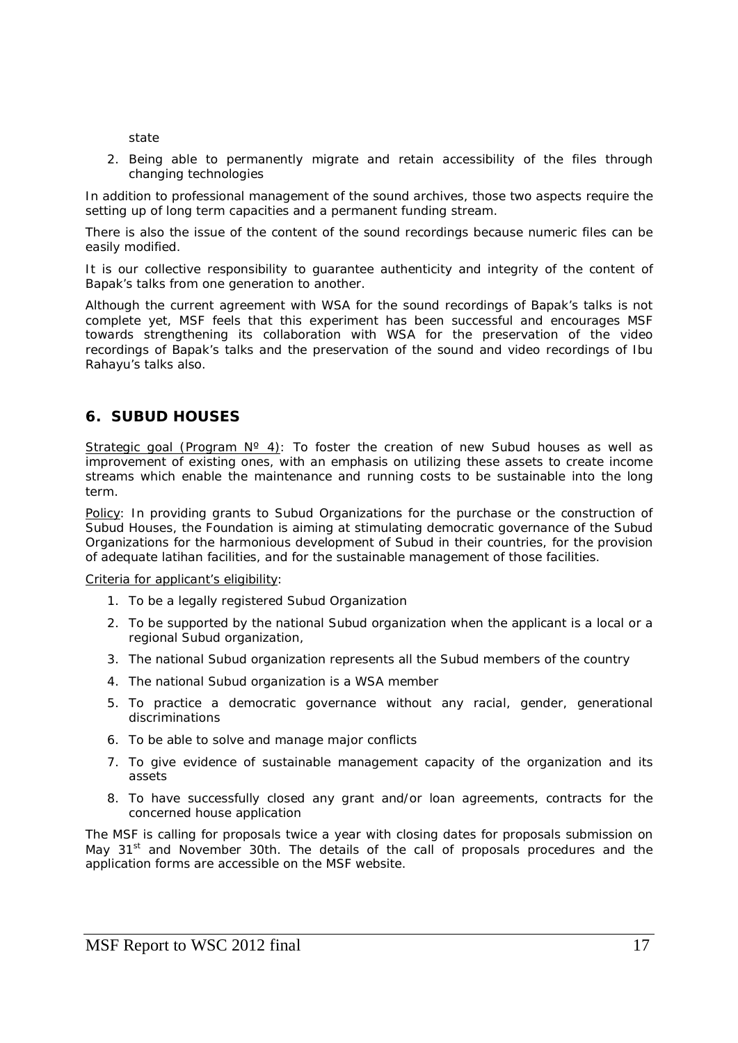state

2. Being able to permanently migrate and retain accessibility of the files through changing technologies

In addition to professional management of the sound archives, those two aspects require the setting up of long term capacities and a permanent funding stream.

There is also the issue of the content of the sound recordings because numeric files can be easily modified.

It is our collective responsibility to guarantee authenticity and integrity of the content of Bapak's talks from one generation to another.

Although the current agreement with WSA for the sound recordings of Bapak's talks is not complete yet, MSF feels that this experiment has been successful and encourages MSF towards strengthening its collaboration with WSA for the preservation of the video recordings of Bapak's talks and the preservation of the sound and video recordings of Ibu Rahayu's talks also.

## 6. SUBUD HOUSES

Strategic goal (Program Nº 4): To foster the creation of new Subud houses as well as improvement of existing ones, with an emphasis on utilizing these assets to create income streams which enable the maintenance and running costs to be sustainable into the long term.

Policy: In providing grants to Subud Organizations for the purchase or the construction of Subud Houses, the Foundation is aiming at stimulating democratic governance of the Subud Organizations for the harmonious development of Subud in their countries, for the provision of adequate latihan facilities, and for the sustainable management of those facilities.

Criteria for applicant's eligibility:

1. To be a legally registered Subud Organization
2. To be supported by the national Subud organization when the applicant is a local or a regional Subud organization,
3. The national Subud organization represents all the Subud members of the country
4. The national Subud organization is a WSA member
5. To practice a democratic governance without any racial, gender, generational discriminations
6. To be able to solve and manage major conflicts
7. To give evidence of sustainable management capacity of the organization and its assets
8. To have successfully closed any grant and/or loan agreements, contracts for the concerned house application

The MSF is calling for proposals twice a year with closing dates for proposals submission on May 31st and November 30th. The details of the call of proposals procedures and the application forms are accessible on the MSF website.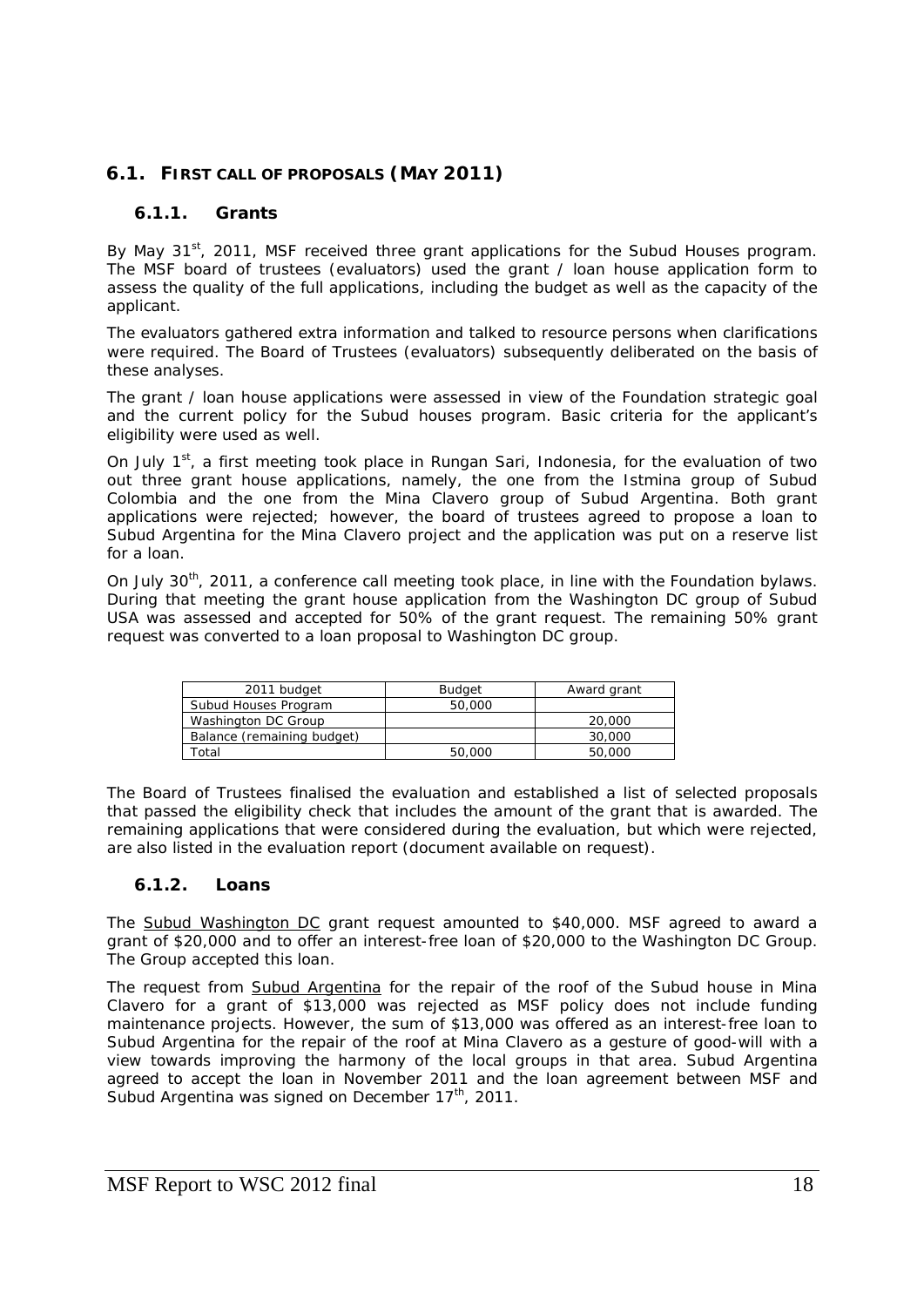## 6.1. First call of proposals (May 2011)

### 6.1.1. Grants

By May 31st, 2011, MSF received three grant applications for the Subud Houses program. The MSF board of trustees (evaluators) used the grant / loan house application form to assess the quality of the full applications, including the budget as well as the capacity of the applicant.

The evaluators gathered extra information and talked to resource persons when clarifications were required. The Board of Trustees (evaluators) subsequently deliberated on the basis of these analyses.

The grant / loan house applications were assessed in view of the Foundation strategic goal and the current policy for the Subud houses program. Basic criteria for the applicant's eligibility were used as well.

On July 1st, a first meeting took place in Rungan Sari, Indonesia, for the evaluation of two out three grant house applications, namely, the one from the Istmina group of Subud Colombia and the one from the Mina Clavero group of Subud Argentina. Both grant applications were rejected; however, the board of trustees agreed to propose a loan to Subud Argentina for the Mina Clavero project and the application was put on a reserve list for a loan.

On July 30th, 2011, a conference call meeting took place, in line with the Foundation bylaws. During that meeting the grant house application from the Washington DC group of Subud USA was assessed and accepted for 50% of the grant request. The remaining 50% grant request was converted to a loan proposal to Washington DC group.

| 2011 budget | Budget | Award grant |
|---|---|---|
| Subud Houses Program | 50,000 | |
| Washington DC Group | | 20,000 |
| Balance (remaining budget) | | 30,000 |
| Total | 50,000 | 50,000 |

The Board of Trustees finalised the evaluation and established a list of selected proposals that passed the eligibility check that includes the amount of the grant that is awarded. The remaining applications that were considered during the evaluation, but which were rejected, are also listed in the evaluation report (document available on request).

### 6.1.2. Loans

The Subud Washington DC grant request amounted to $40,000. MSF agreed to award a grant of $20,000 and to offer an interest-free loan of $20,000 to the Washington DC Group. The Group accepted this loan.

The request from Subud Argentina for the repair of the roof of the Subud house in Mina Clavero for a grant of $13,000 was rejected as MSF policy does not include funding maintenance projects. However, the sum of $13,000 was offered as an interest-free loan to Subud Argentina for the repair of the roof at Mina Clavero as a gesture of good-will with a view towards improving the harmony of the local groups in that area. Subud Argentina agreed to accept the loan in November 2011 and the loan agreement between MSF and Subud Argentina was signed on December 17th, 2011.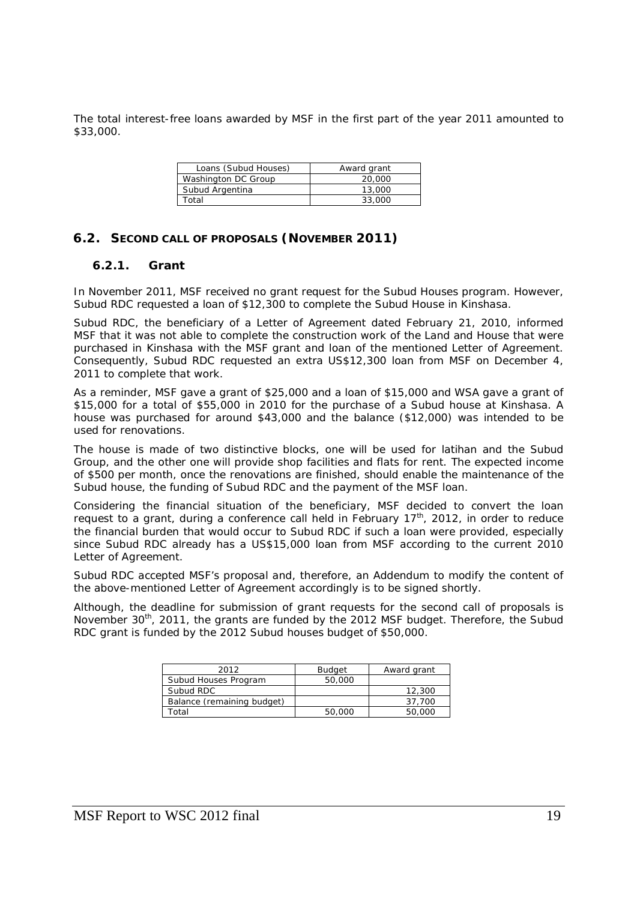The total interest-free loans awarded by MSF in the first part of the year 2011 amounted to $33,000.

| Loans (Subud Houses) | Award grant |
|---|---|
| Washington DC Group | 20,000 |
| Subud Argentina | 13,000 |
| Total | 33,000 |

## 6.2. SECOND CALL OF PROPOSALS (NOVEMBER 2011)

### 6.2.1. Grant

In November 2011, MSF received no grant request for the Subud Houses program. However, Subud RDC requested a loan of $12,300 to complete the Subud House in Kinshasa.

Subud RDC, the beneficiary of a Letter of Agreement dated February 21, 2010, informed MSF that it was not able to complete the construction work of the Land and House that were purchased in Kinshasa with the MSF grant and loan of the mentioned Letter of Agreement. Consequently, Subud RDC requested an extra US$12,300 loan from MSF on December 4, 2011 to complete that work.

As a reminder, MSF gave a grant of $25,000 and a loan of $15,000 and WSA gave a grant of $15,000 for a total of $55,000 in 2010 for the purchase of a Subud house at Kinshasa. A house was purchased for around $43,000 and the balance ($12,000) was intended to be used for renovations.

The house is made of two distinctive blocks, one will be used for latihan and the Subud Group, and the other one will provide shop facilities and flats for rent. The expected income of $500 per month, once the renovations are finished, should enable the maintenance of the Subud house, the funding of Subud RDC and the payment of the MSF loan.

Considering the financial situation of the beneficiary, MSF decided to convert the loan request to a grant, during a conference call held in February 17th, 2012, in order to reduce the financial burden that would occur to Subud RDC if such a loan were provided, especially since Subud RDC already has a US$15,000 loan from MSF according to the current 2010 Letter of Agreement.

Subud RDC accepted MSF's proposal and, therefore, an Addendum to modify the content of the above-mentioned Letter of Agreement accordingly is to be signed shortly.

Although, the deadline for submission of grant requests for the second call of proposals is November 30th, 2011, the grants are funded by the 2012 MSF budget. Therefore, the Subud RDC grant is funded by the 2012 Subud houses budget of $50,000.

| 2012 | Budget | Award grant |
|---|---|---|
| Subud Houses Program | 50,000 | |
| Subud RDC | | 12,300 |
| Balance (remaining budget) | | 37,700 |
| Total | 50,000 | 50,000 |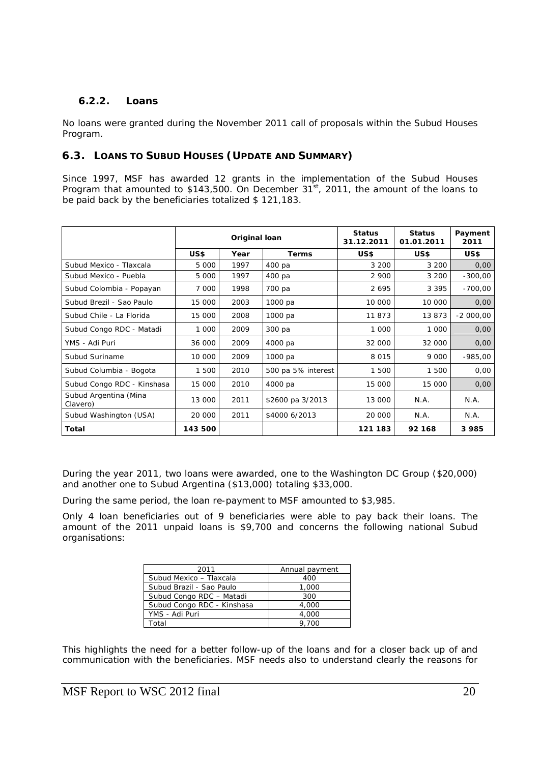### 6.2.2. Loans

No loans were granted during the November 2011 call of proposals within the Subud Houses Program.

## 6.3. LOANS TO SUBUD HOUSES (UPDATE AND SUMMARY)

Since 1997, MSF has awarded 12 grants in the implementation of the Subud Houses Program that amounted to \$143,500. On December 31st, 2011, the amount of the loans to be paid back by the beneficiaries totalized \$ 121,183.

| | Original loan | | | Status 31.12.2011 | Status 01.01.2011 | Payment 2011 |
|---|---|---|---|---|---|---|
| | US\$ | Year | Terms | US\$ | US\$ | US\$ |
| Subud Mexico - Tlaxcala | 5 000 | 1997 | 400 pa | 3 200 | 3 200 | 0,00 |
| Subud Mexico - Puebla | 5 000 | 1997 | 400 pa | 2 900 | 3 200 | -300,00 |
| Subud Colombia - Popayan | 7 000 | 1998 | 700 pa | 2 695 | 3 395 | -700,00 |
| Subud Brezil - Sao Paulo | 15 000 | 2003 | 1000 pa | 10 000 | 10 000 | 0,00 |
| Subud Chile - La Florida | 15 000 | 2008 | 1000 pa | 11 873 | 13 873 | -2 000,00 |
| Subud Congo RDC - Matadi | 1 000 | 2009 | 300 pa | 1 000 | 1 000 | 0,00 |
| YMS - Adi Puri | 36 000 | 2009 | 4000 pa | 32 000 | 32 000 | 0,00 |
| Subud Suriname | 10 000 | 2009 | 1000 pa | 8 015 | 9 000 | -985,00 |
| Subud Columbia - Bogota | 1 500 | 2010 | 500 pa 5% interest | 1 500 | 1 500 | 0,00 |
| Subud Congo RDC - Kinshasa | 15 000 | 2010 | 4000 pa | 15 000 | 15 000 | 0,00 |
| Subud Argentina (Mina Clavero) | 13 000 | 2011 | \$2600 pa 3/2013 | 13 000 | N.A. | N.A. |
| Subud Washington (USA) | 20 000 | 2011 | \$4000 6/2013 | 20 000 | N.A. | N.A. |
| **Total** | **143 500** | | | **121 183** | **92 168** | **3 985** |

During the year 2011, two loans were awarded, one to the Washington DC Group (\$20,000) and another one to Subud Argentina (\$13,000) totaling \$33,000.

During the same period, the loan re-payment to MSF amounted to \$3,985.

Only 4 loan beneficiaries out of 9 beneficiaries were able to pay back their loans. The amount of the 2011 unpaid loans is \$9,700 and concerns the following national Subud organisations:

| 2011 | Annual payment |
|---|---|
| Subud Mexico – Tlaxcala | 400 |
| Subud Brazil - Sao Paulo | 1,000 |
| Subud Congo RDC – Matadi | 300 |
| Subud Congo RDC - Kinshasa | 4,000 |
| YMS - Adi Puri | 4,000 |
| Total | 9,700 |

This highlights the need for a better follow-up of the loans and for a closer back up of and communication with the beneficiaries. MSF needs also to understand clearly the reasons for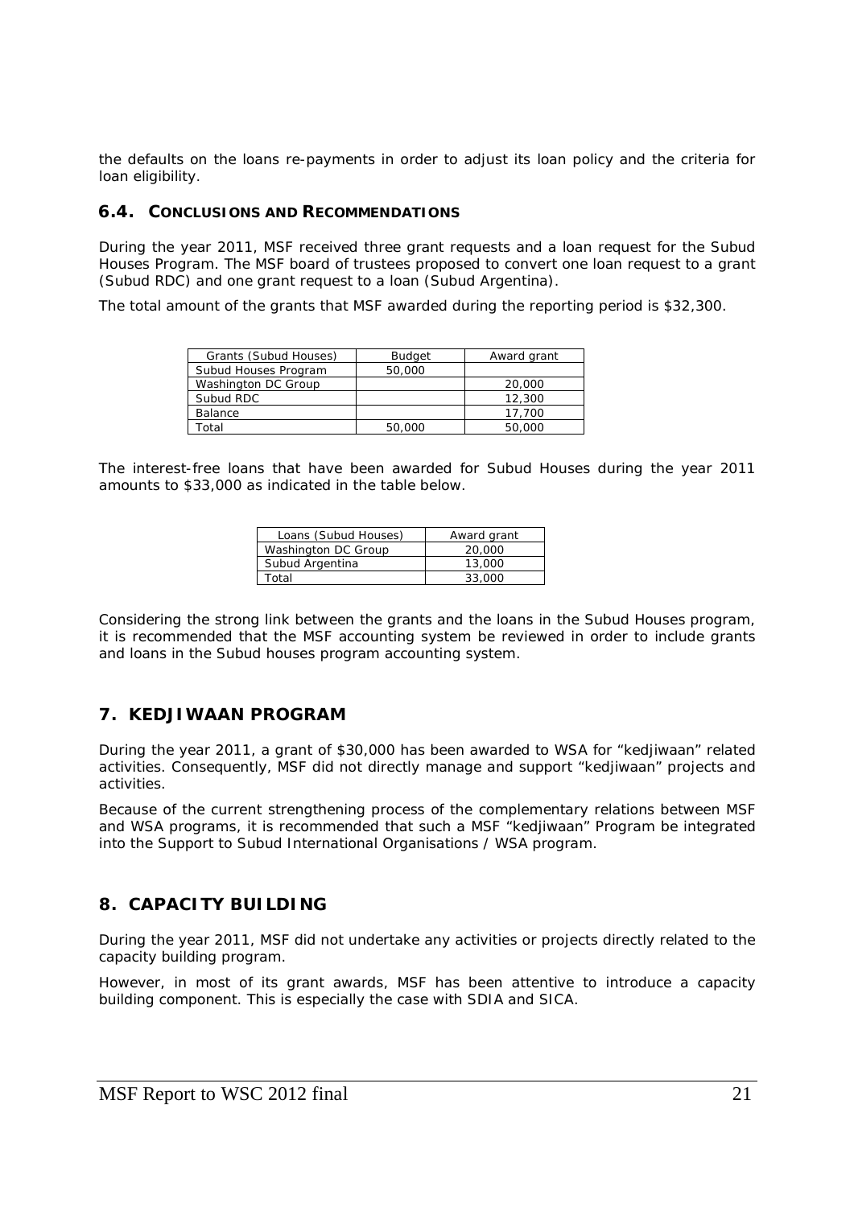the defaults on the loans re-payments in order to adjust its loan policy and the criteria for loan eligibility.

### 6.4. CONCLUSIONS AND RECOMMENDATIONS

During the year 2011, MSF received three grant requests and a loan request for the Subud Houses Program. The MSF board of trustees proposed to convert one loan request to a grant (Subud RDC) and one grant request to a loan (Subud Argentina).

The total amount of the grants that MSF awarded during the reporting period is $32,300.

| Grants (Subud Houses) | Budget | Award grant |
|---|---|---|
| Subud Houses Program | 50,000 | |
| Washington DC Group | | 20,000 |
| Subud RDC | | 12,300 |
| Balance | | 17,700 |
| Total | 50,000 | 50,000 |

The interest-free loans that have been awarded for Subud Houses during the year 2011 amounts to $33,000 as indicated in the table below.

| Loans (Subud Houses) | Award grant |
|---|---|
| Washington DC Group | 20,000 |
| Subud Argentina | 13,000 |
| Total | 33,000 |

Considering the strong link between the grants and the loans in the Subud Houses program, it is recommended that the MSF accounting system be reviewed in order to include grants and loans in the Subud houses program accounting system.

## 7. KEDJIWAAN PROGRAM

During the year 2011, a grant of $30,000 has been awarded to WSA for "kedjiwaan" related activities. Consequently, MSF did not directly manage and support "kedjiwaan" projects and activities.

Because of the current strengthening process of the complementary relations between MSF and WSA programs, it is recommended that such a MSF "kedjiwaan" Program be integrated into the Support to Subud International Organisations / WSA program.

## 8. CAPACITY BUILDING

During the year 2011, MSF did not undertake any activities or projects directly related to the capacity building program.

However, in most of its grant awards, MSF has been attentive to introduce a capacity building component. This is especially the case with SDIA and SICA.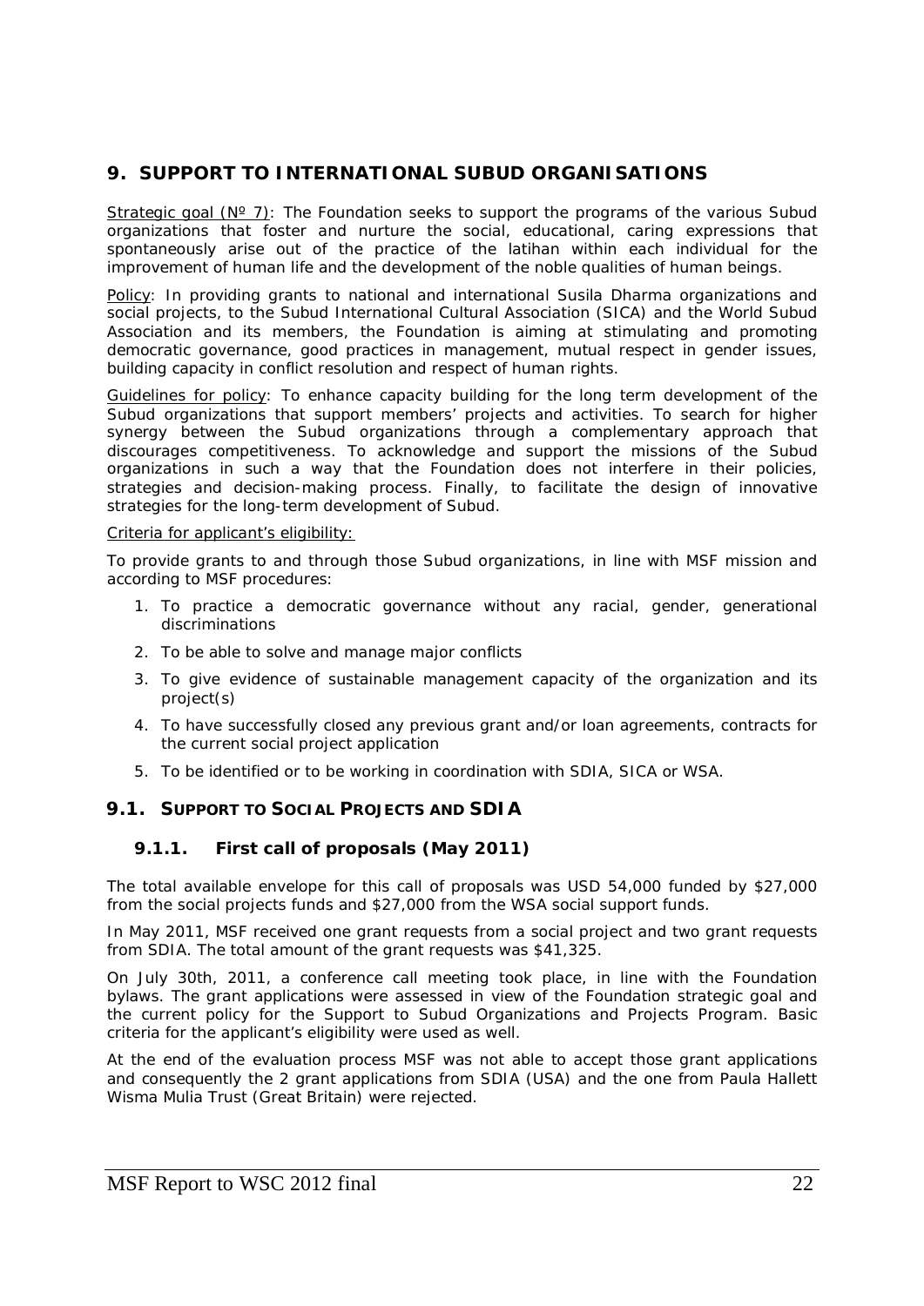## 9. SUPPORT TO INTERNATIONAL SUBUD ORGANISATIONS

Strategic goal (Nº 7): The Foundation seeks to support the programs of the various Subud organizations that foster and nurture the social, educational, caring expressions that spontaneously arise out of the practice of the latihan within each individual for the improvement of human life and the development of the noble qualities of human beings.

Policy: In providing grants to national and international Susila Dharma organizations and social projects, to the Subud International Cultural Association (SICA) and the World Subud Association and its members, the Foundation is aiming at stimulating and promoting democratic governance, good practices in management, mutual respect in gender issues, building capacity in conflict resolution and respect of human rights.

Guidelines for policy: To enhance capacity building for the long term development of the Subud organizations that support members' projects and activities. To search for higher synergy between the Subud organizations through a complementary approach that discourages competitiveness. To acknowledge and support the missions of the Subud organizations in such a way that the Foundation does not interfere in their policies, strategies and decision-making process. Finally, to facilitate the design of innovative strategies for the long-term development of Subud.

Criteria for applicant's eligibility:

To provide grants to and through those Subud organizations, in line with MSF mission and according to MSF procedures:

1. To practice a democratic governance without any racial, gender, generational discriminations
2. To be able to solve and manage major conflicts
3. To give evidence of sustainable management capacity of the organization and its project(s)
4. To have successfully closed any previous grant and/or loan agreements, contracts for the current social project application
5. To be identified or to be working in coordination with SDIA, SICA or WSA.

### 9.1. SUPPORT TO SOCIAL PROJECTS AND SDIA

#### 9.1.1. First call of proposals (May 2011)

The total available envelope for this call of proposals was USD 54,000 funded by $27,000 from the social projects funds and $27,000 from the WSA social support funds.

In May 2011, MSF received one grant requests from a social project and two grant requests from SDIA. The total amount of the grant requests was $41,325.

On July 30th, 2011, a conference call meeting took place, in line with the Foundation bylaws. The grant applications were assessed in view of the Foundation strategic goal and the current policy for the Support to Subud Organizations and Projects Program. Basic criteria for the applicant's eligibility were used as well.

At the end of the evaluation process MSF was not able to accept those grant applications and consequently the 2 grant applications from SDIA (USA) and the one from Paula Hallett Wisma Mulia Trust (Great Britain) were rejected.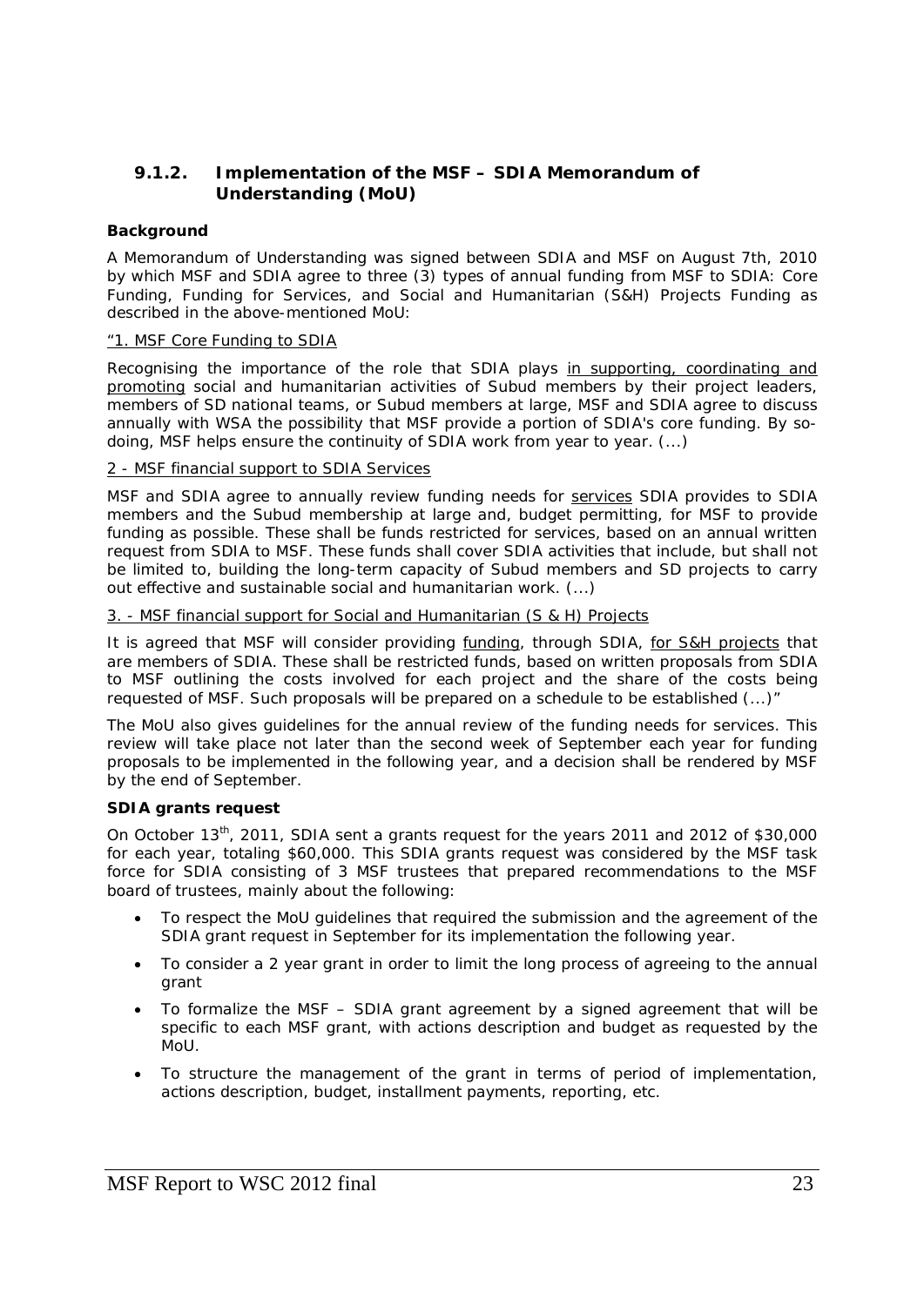### 9.1.2. Implementation of the MSF – SDIA Memorandum of Understanding (MoU)

**Background**

A Memorandum of Understanding was signed between SDIA and MSF on August 7th, 2010 by which MSF and SDIA agree to three (3) types of annual funding from MSF to SDIA: Core Funding, Funding for Services, and Social and Humanitarian (S&H) Projects Funding as described in the above-mentioned MoU:

"1. MSF Core Funding to SDIA

*Recognising the importance of the role that SDIA plays in supporting, coordinating and promoting social and humanitarian activities of Subud members by their project leaders, members of SD national teams, or Subud members at large, MSF and SDIA agree to discuss annually with WSA the possibility that MSF provide a portion of SDIA's core funding. By so-doing, MSF helps ensure the continuity of SDIA work from year to year. (...)*

2 - MSF financial support to SDIA Services

*MSF and SDIA agree to annually review funding needs for services SDIA provides to SDIA members and the Subud membership at large and, budget permitting, for MSF to provide funding as possible. These shall be funds restricted for services, based on an annual written request from SDIA to MSF. These funds shall cover SDIA activities that include, but shall not be limited to, building the long-term capacity of Subud members and SD projects to carry out effective and sustainable social and humanitarian work. (...)*

3. - MSF financial support for Social and Humanitarian (S & H) Projects

*It is agreed that MSF will consider providing funding, through SDIA, for S&H projects that are members of SDIA. These shall be restricted funds, based on written proposals from SDIA to MSF outlining the costs involved for each project and the share of the costs being requested of MSF. Such proposals will be prepared on a schedule to be established (...)"*

The MoU also gives guidelines for the annual review of the funding needs for services. This review will take place not later than the second week of September each year for funding proposals to be implemented in the following year, and a decision shall be rendered by MSF by the end of September.

**SDIA grants request**

On October 13th, 2011, SDIA sent a grants request for the years 2011 and 2012 of $30,000 for each year, totaling $60,000. This SDIA grants request was considered by the MSF task force for SDIA consisting of 3 MSF trustees that prepared recommendations to the MSF board of trustees, mainly about the following:

- To respect the MoU guidelines that required the submission and the agreement of the SDIA grant request in September for its implementation the following year.
- To consider a 2 year grant in order to limit the long process of agreeing to the annual grant
- To formalize the MSF – SDIA grant agreement by a signed agreement that will be specific to each MSF grant, with actions description and budget as requested by the MoU.
- To structure the management of the grant in terms of period of implementation, actions description, budget, installment payments, reporting, etc.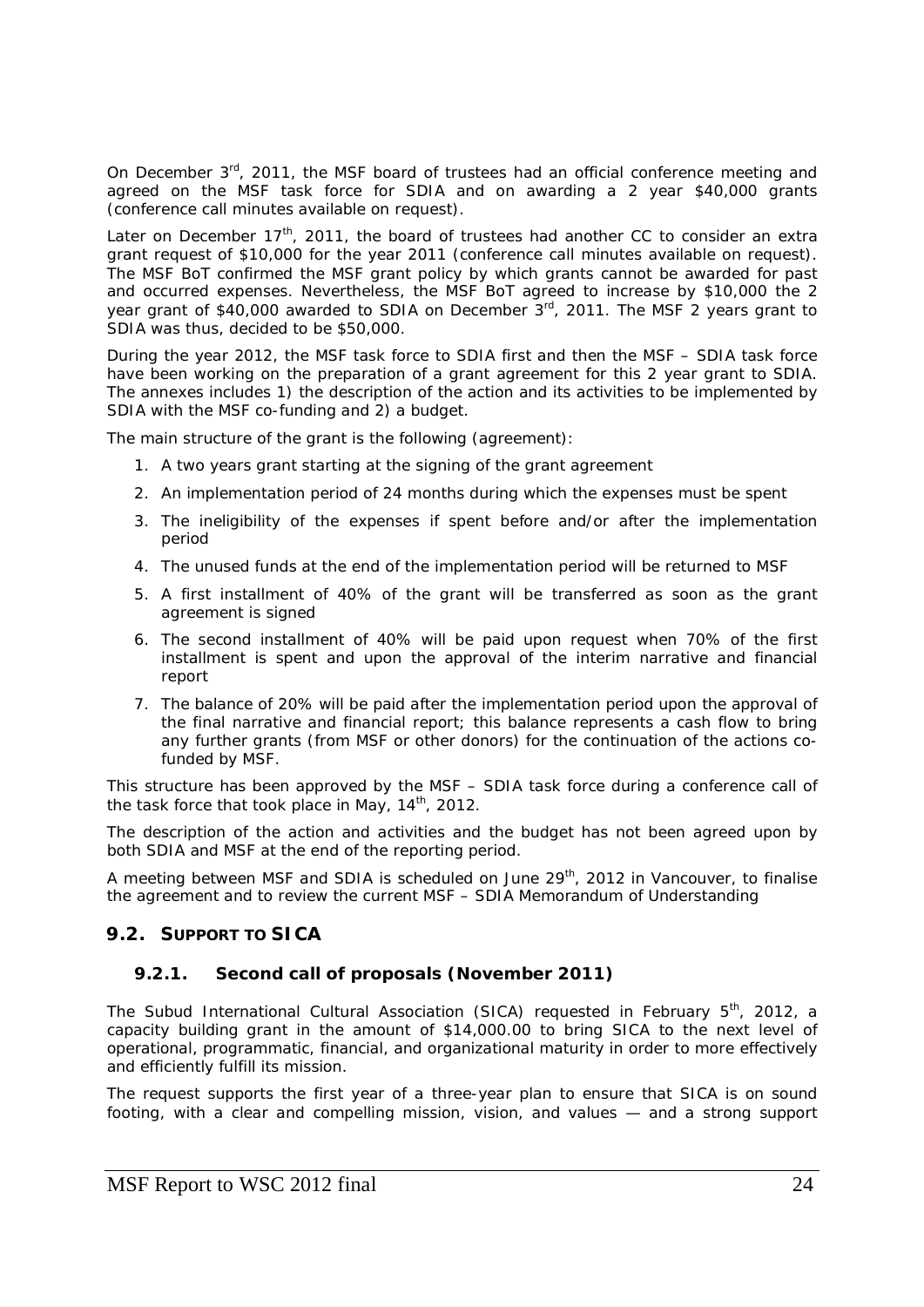On December 3rd, 2011, the MSF board of trustees had an official conference meeting and agreed on the MSF task force for SDIA and on awarding a 2 year $40,000 grants (conference call minutes available on request).

Later on December 17th, 2011, the board of trustees had another CC to consider an extra grant request of $10,000 for the year 2011 (conference call minutes available on request). The MSF BoT confirmed the MSF grant policy by which grants cannot be awarded for past and occurred expenses. Nevertheless, the MSF BoT agreed to increase by $10,000 the 2 year grant of $40,000 awarded to SDIA on December 3rd, 2011. The MSF 2 years grant to SDIA was thus, decided to be $50,000.

During the year 2012, the MSF task force to SDIA first and then the MSF – SDIA task force have been working on the preparation of a grant agreement for this 2 year grant to SDIA. The annexes includes 1) the description of the action and its activities to be implemented by SDIA with the MSF co-funding and 2) a budget.

The main structure of the grant is the following (agreement):

1. A two years grant starting at the signing of the grant agreement
2. An implementation period of 24 months during which the expenses must be spent
3. The ineligibility of the expenses if spent before and/or after the implementation period
4. The unused funds at the end of the implementation period will be returned to MSF
5. A first installment of 40% of the grant will be transferred as soon as the grant agreement is signed
6. The second installment of 40% will be paid upon request when 70% of the first installment is spent and upon the approval of the interim narrative and financial report
7. The balance of 20% will be paid after the implementation period upon the approval of the final narrative and financial report; this balance represents a cash flow to bring any further grants (from MSF or other donors) for the continuation of the actions co-funded by MSF.

This structure has been approved by the MSF – SDIA task force during a conference call of the task force that took place in May, 14th, 2012.

The description of the action and activities and the budget has not been agreed upon by both SDIA and MSF at the end of the reporting period.

A meeting between MSF and SDIA is scheduled on June 29th, 2012 in Vancouver, to finalise the agreement and to review the current MSF – SDIA Memorandum of Understanding

## 9.2. Support to SICA

### 9.2.1. Second call of proposals (November 2011)

The Subud International Cultural Association (SICA) requested in February 5th, 2012, a capacity building grant in the amount of $14,000.00 to bring SICA to the next level of operational, programmatic, financial, and organizational maturity in order to more effectively and efficiently fulfill its mission.

The request supports the first year of a three-year plan to ensure that SICA is on sound footing, with a clear and compelling mission, vision, and values — and a strong support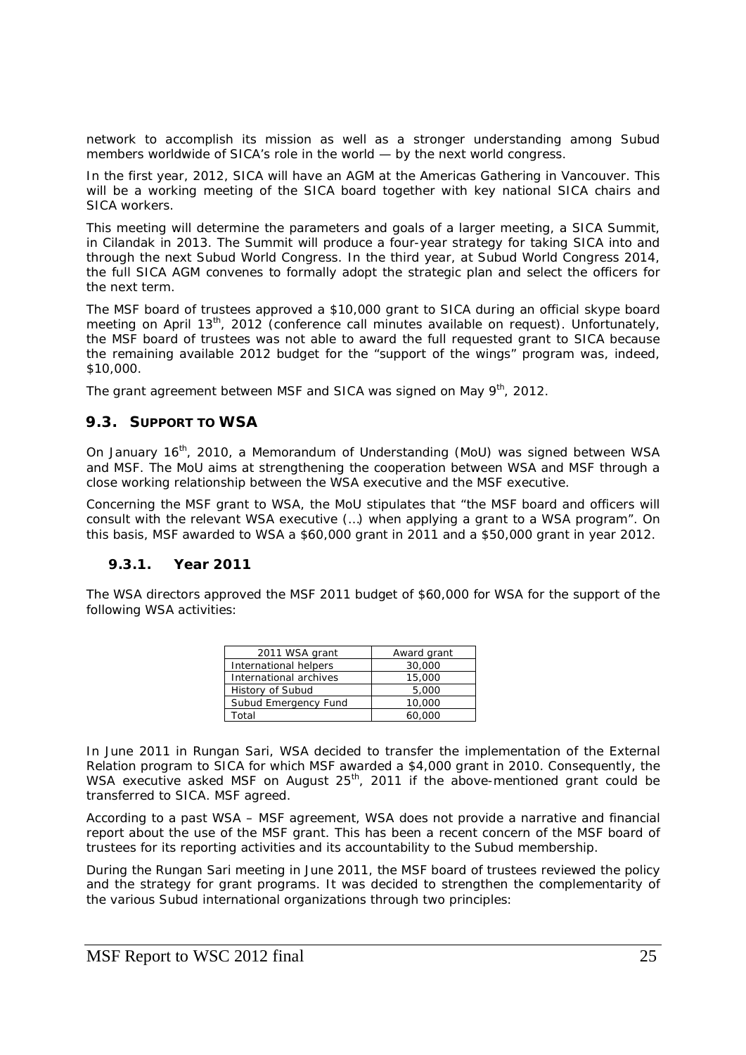network to accomplish its mission as well as a stronger understanding among Subud members worldwide of SICA's role in the world — by the next world congress.

In the first year, 2012, SICA will have an AGM at the Americas Gathering in Vancouver. This will be a working meeting of the SICA board together with key national SICA chairs and SICA workers.

This meeting will determine the parameters and goals of a larger meeting, a SICA Summit, in Cilandak in 2013. The Summit will produce a four-year strategy for taking SICA into and through the next Subud World Congress. In the third year, at Subud World Congress 2014, the full SICA AGM convenes to formally adopt the strategic plan and select the officers for the next term.

The MSF board of trustees approved a \$10,000 grant to SICA during an official skype board meeting on April 13th, 2012 (conference call minutes available on request). Unfortunately, the MSF board of trustees was not able to award the full requested grant to SICA because the remaining available 2012 budget for the "support of the wings" program was, indeed, \$10,000.

The grant agreement between MSF and SICA was signed on May 9th, 2012.

## 9.3. SUPPORT TO WSA

On January 16th, 2010, a Memorandum of Understanding (MoU) was signed between WSA and MSF. The MoU aims at strengthening the cooperation between WSA and MSF through a close working relationship between the WSA executive and the MSF executive.

Concerning the MSF grant to WSA, the MoU stipulates that "the MSF board and officers will consult with the relevant WSA executive (…) when applying a grant to a WSA program". On this basis, MSF awarded to WSA a \$60,000 grant in 2011 and a \$50,000 grant in year 2012.

### 9.3.1. Year 2011

The WSA directors approved the MSF 2011 budget of \$60,000 for WSA for the support of the following WSA activities:

| 2011 WSA grant | Award grant |
|---|---|
| International helpers | 30,000 |
| International archives | 15,000 |
| History of Subud | 5,000 |
| Subud Emergency Fund | 10,000 |
| Total | 60,000 |

In June 2011 in Rungan Sari, WSA decided to transfer the implementation of the External Relation program to SICA for which MSF awarded a \$4,000 grant in 2010. Consequently, the WSA executive asked MSF on August 25th, 2011 if the above-mentioned grant could be transferred to SICA. MSF agreed.

According to a past WSA – MSF agreement, WSA does not provide a narrative and financial report about the use of the MSF grant. This has been a recent concern of the MSF board of trustees for its reporting activities and its accountability to the Subud membership.

During the Rungan Sari meeting in June 2011, the MSF board of trustees reviewed the policy and the strategy for grant programs. It was decided to strengthen the complementarity of the various Subud international organizations through two principles: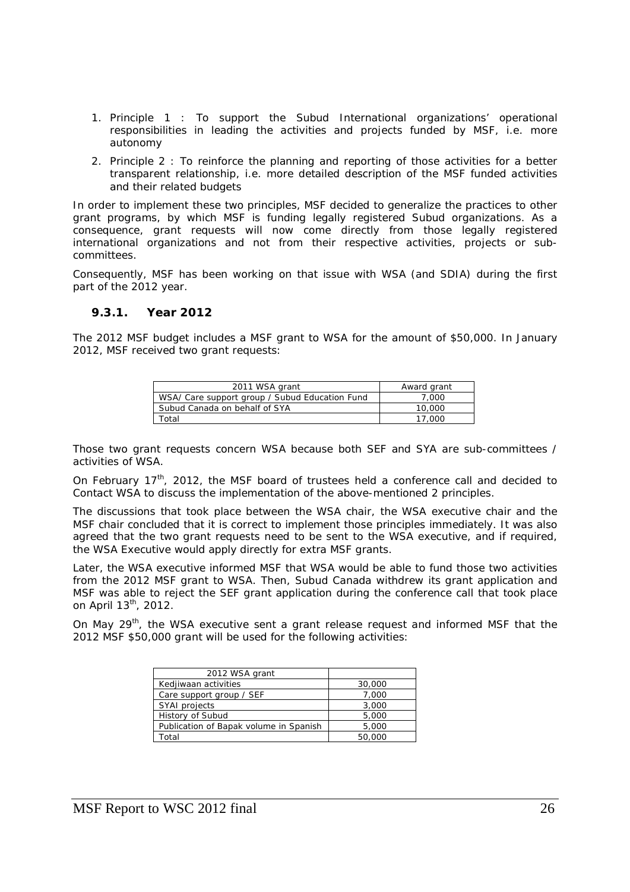1. Principle 1 : To support the Subud International organizations' operational responsibilities in leading the activities and projects funded by MSF, i.e. more autonomy
2. Principle 2 : To reinforce the planning and reporting of those activities for a better transparent relationship, i.e. more detailed description of the MSF funded activities and their related budgets

In order to implement these two principles, MSF decided to generalize the practices to other grant programs, by which MSF is funding legally registered Subud organizations. As a consequence, grant requests will now come directly from those legally registered international organizations and not from their respective activities, projects or sub-committees.

Consequently, MSF has been working on that issue with WSA (and SDIA) during the first part of the 2012 year.

### 9.3.1. Year 2012

The 2012 MSF budget includes a MSF grant to WSA for the amount of $50,000. In January 2012, MSF received two grant requests:

| 2011 WSA grant | Award grant |
|---|---|
| WSA/ Care support group / Subud Education Fund | 7,000 |
| Subud Canada on behalf of SYA | 10,000 |
| Total | 17,000 |

Those two grant requests concern WSA because both SEF and SYA are sub-committees / activities of WSA.

On February 17th, 2012, the MSF board of trustees held a conference call and decided to Contact WSA to discuss the implementation of the above-mentioned 2 principles.

The discussions that took place between the WSA chair, the WSA executive chair and the MSF chair concluded that it is correct to implement those principles immediately. It was also agreed that the two grant requests need to be sent to the WSA executive, and if required, the WSA Executive would apply directly for extra MSF grants.

Later, the WSA executive informed MSF that WSA would be able to fund those two activities from the 2012 MSF grant to WSA. Then, Subud Canada withdrew its grant application and MSF was able to reject the SEF grant application during the conference call that took place on April 13th, 2012.

On May 29th, the WSA executive sent a grant release request and informed MSF that the 2012 MSF $50,000 grant will be used for the following activities:

| 2012 WSA grant | |
|---|---|
| Kedjiwaan activities | 30,000 |
| Care support group / SEF | 7,000 |
| SYAI projects | 3,000 |
| History of Subud | 5,000 |
| Publication of Bapak volume in Spanish | 5,000 |
| Total | 50,000 |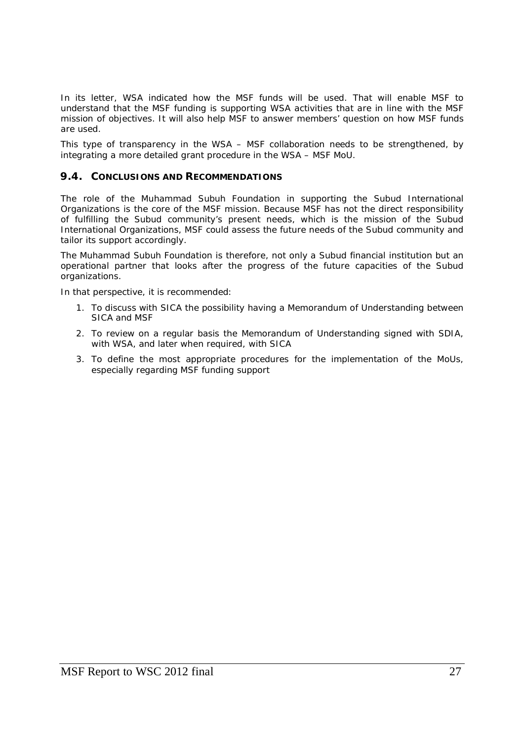In its letter, WSA indicated how the MSF funds will be used. That will enable MSF to understand that the MSF funding is supporting WSA activities that are in line with the MSF mission of objectives. It will also help MSF to answer members' question on how MSF funds are used.

This type of transparency in the WSA – MSF collaboration needs to be strengthened, by integrating a more detailed grant procedure in the WSA – MSF MoU.

### 9.4. CONCLUSIONS AND RECOMMENDATIONS

The role of the Muhammad Subuh Foundation in supporting the Subud International Organizations is the core of the MSF mission. Because MSF has not the direct responsibility of fulfilling the Subud community's present needs, which is the mission of the Subud International Organizations, MSF could assess the future needs of the Subud community and tailor its support accordingly.

The Muhammad Subuh Foundation is therefore, not only a Subud financial institution but an operational partner that looks after the progress of the future capacities of the Subud organizations.

In that perspective, it is recommended:

1. To discuss with SICA the possibility having a Memorandum of Understanding between SICA and MSF
2. To review on a regular basis the Memorandum of Understanding signed with SDIA, with WSA, and later when required, with SICA
3. To define the most appropriate procedures for the implementation of the MoUs, especially regarding MSF funding support